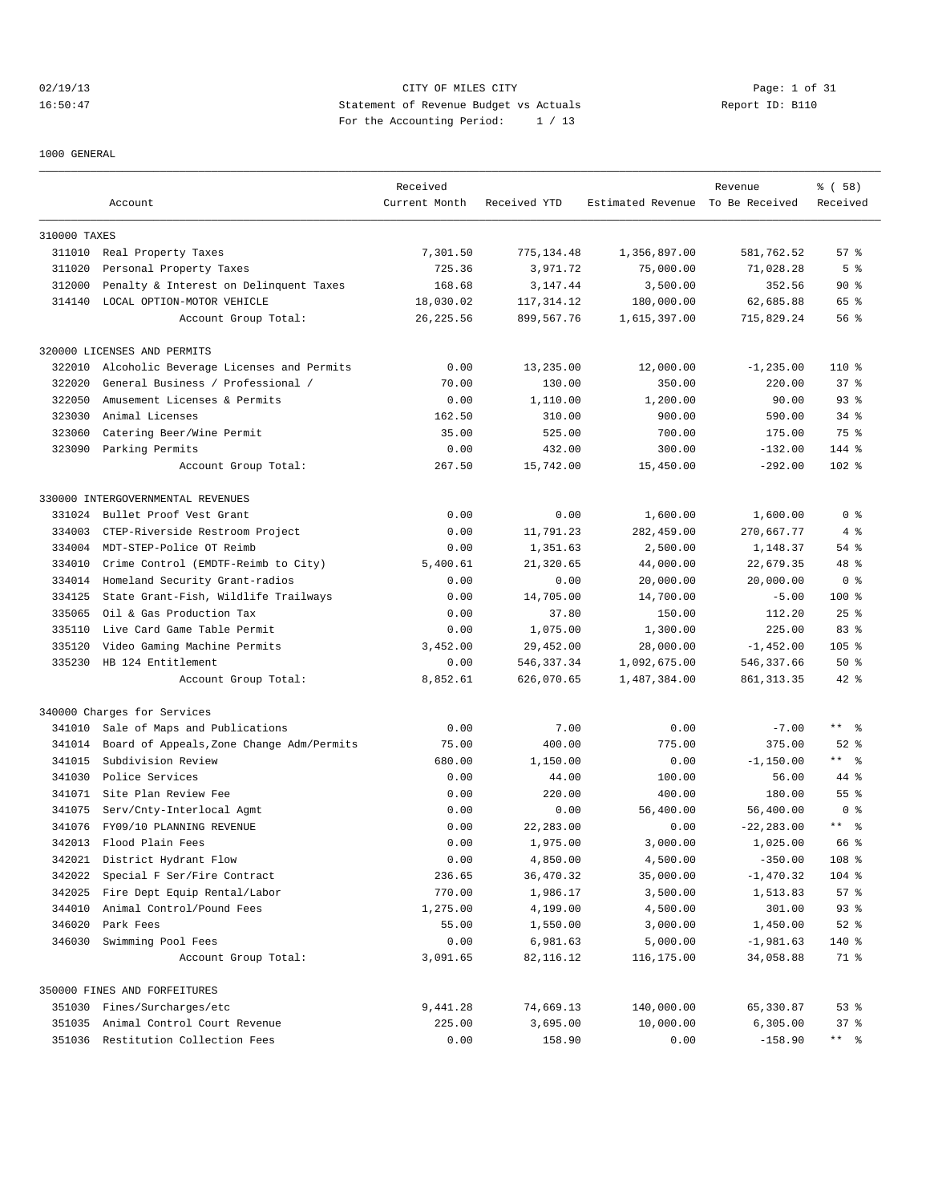CITY OF MILES CITY
Statement of Revenue Budget vs Actuals
For the Accounting Period: 1 / 13

02/19/13 16:50:47 — Report ID: B110

1000 GENERAL

| Account | | Received Current Month | Received YTD | Estimated Revenue | Revenue To Be Received | % ( 58) Received |
|---|---|---|---|---|---|---|
| 310000 TAXES | | | | | | |
| 311010 | Real Property Taxes | 7,301.50 | 775,134.48 | 1,356,897.00 | 581,762.52 | 57 % |
| 311020 | Personal Property Taxes | 725.36 | 3,971.72 | 75,000.00 | 71,028.28 | 5 % |
| 312000 | Penalty & Interest on Delinquent Taxes | 168.68 | 3,147.44 | 3,500.00 | 352.56 | 90 % |
| 314140 | LOCAL OPTION-MOTOR VEHICLE | 18,030.02 | 117,314.12 | 180,000.00 | 62,685.88 | 65 % |
| | Account Group Total: | 26,225.56 | 899,567.76 | 1,615,397.00 | 715,829.24 | 56 % |
| 320000 LICENSES AND PERMITS | | | | | | |
| 322010 | Alcoholic Beverage Licenses and Permits | 0.00 | 13,235.00 | 12,000.00 | -1,235.00 | 110 % |
| 322020 | General Business / Professional / | 70.00 | 130.00 | 350.00 | 220.00 | 37 % |
| 322050 | Amusement Licenses & Permits | 0.00 | 1,110.00 | 1,200.00 | 90.00 | 93 % |
| 323030 | Animal Licenses | 162.50 | 310.00 | 900.00 | 590.00 | 34 % |
| 323060 | Catering Beer/Wine Permit | 35.00 | 525.00 | 700.00 | 175.00 | 75 % |
| 323090 | Parking Permits | 0.00 | 432.00 | 300.00 | -132.00 | 144 % |
| | Account Group Total: | 267.50 | 15,742.00 | 15,450.00 | -292.00 | 102 % |
| 330000 INTERGOVERNMENTAL REVENUES | | | | | | |
| 331024 | Bullet Proof Vest Grant | 0.00 | 0.00 | 1,600.00 | 1,600.00 | 0 % |
| 334003 | CTEP-Riverside Restroom Project | 0.00 | 11,791.23 | 282,459.00 | 270,667.77 | 4 % |
| 334004 | MDT-STEP-Police OT Reimb | 0.00 | 1,351.63 | 2,500.00 | 1,148.37 | 54 % |
| 334010 | Crime Control (EMDTF-Reimb to City) | 5,400.61 | 21,320.65 | 44,000.00 | 22,679.35 | 48 % |
| 334014 | Homeland Security Grant-radios | 0.00 | 0.00 | 20,000.00 | 20,000.00 | 0 % |
| 334125 | State Grant-Fish, Wildlife Trailways | 0.00 | 14,705.00 | 14,700.00 | -5.00 | 100 % |
| 335065 | Oil & Gas Production Tax | 0.00 | 37.80 | 150.00 | 112.20 | 25 % |
| 335110 | Live Card Game Table Permit | 0.00 | 1,075.00 | 1,300.00 | 225.00 | 83 % |
| 335120 | Video Gaming Machine Permits | 3,452.00 | 29,452.00 | 28,000.00 | -1,452.00 | 105 % |
| 335230 | HB 124 Entitlement | 0.00 | 546,337.34 | 1,092,675.00 | 546,337.66 | 50 % |
| | Account Group Total: | 8,852.61 | 626,070.65 | 1,487,384.00 | 861,313.35 | 42 % |
| 340000 Charges for Services | | | | | | |
| 341010 | Sale of Maps and Publications | 0.00 | 7.00 | 0.00 | -7.00 | ** % |
| 341014 | Board of Appeals,Zone Change Adm/Permits | 75.00 | 400.00 | 775.00 | 375.00 | 52 % |
| 341015 | Subdivision Review | 680.00 | 1,150.00 | 0.00 | -1,150.00 | ** % |
| 341030 | Police Services | 0.00 | 44.00 | 100.00 | 56.00 | 44 % |
| 341071 | Site Plan Review Fee | 0.00 | 220.00 | 400.00 | 180.00 | 55 % |
| 341075 | Serv/Cnty-Interlocal Agmt | 0.00 | 0.00 | 56,400.00 | 56,400.00 | 0 % |
| 341076 | FY09/10 PLANNING REVENUE | 0.00 | 22,283.00 | 0.00 | -22,283.00 | ** % |
| 342013 | Flood Plain Fees | 0.00 | 1,975.00 | 3,000.00 | 1,025.00 | 66 % |
| 342021 | District Hydrant Flow | 0.00 | 4,850.00 | 4,500.00 | -350.00 | 108 % |
| 342022 | Special F Ser/Fire Contract | 236.65 | 36,470.32 | 35,000.00 | -1,470.32 | 104 % |
| 342025 | Fire Dept Equip Rental/Labor | 770.00 | 1,986.17 | 3,500.00 | 1,513.83 | 57 % |
| 344010 | Animal Control/Pound Fees | 1,275.00 | 4,199.00 | 4,500.00 | 301.00 | 93 % |
| 346020 | Park Fees | 55.00 | 1,550.00 | 3,000.00 | 1,450.00 | 52 % |
| 346030 | Swimming Pool Fees | 0.00 | 6,981.63 | 5,000.00 | -1,981.63 | 140 % |
| | Account Group Total: | 3,091.65 | 82,116.12 | 116,175.00 | 34,058.88 | 71 % |
| 350000 FINES AND FORFEITURES | | | | | | |
| 351030 | Fines/Surcharges/etc | 9,441.28 | 74,669.13 | 140,000.00 | 65,330.87 | 53 % |
| 351035 | Animal Control Court Revenue | 225.00 | 3,695.00 | 10,000.00 | 6,305.00 | 37 % |
| 351036 | Restitution Collection Fees | 0.00 | 158.90 | 0.00 | -158.90 | ** % |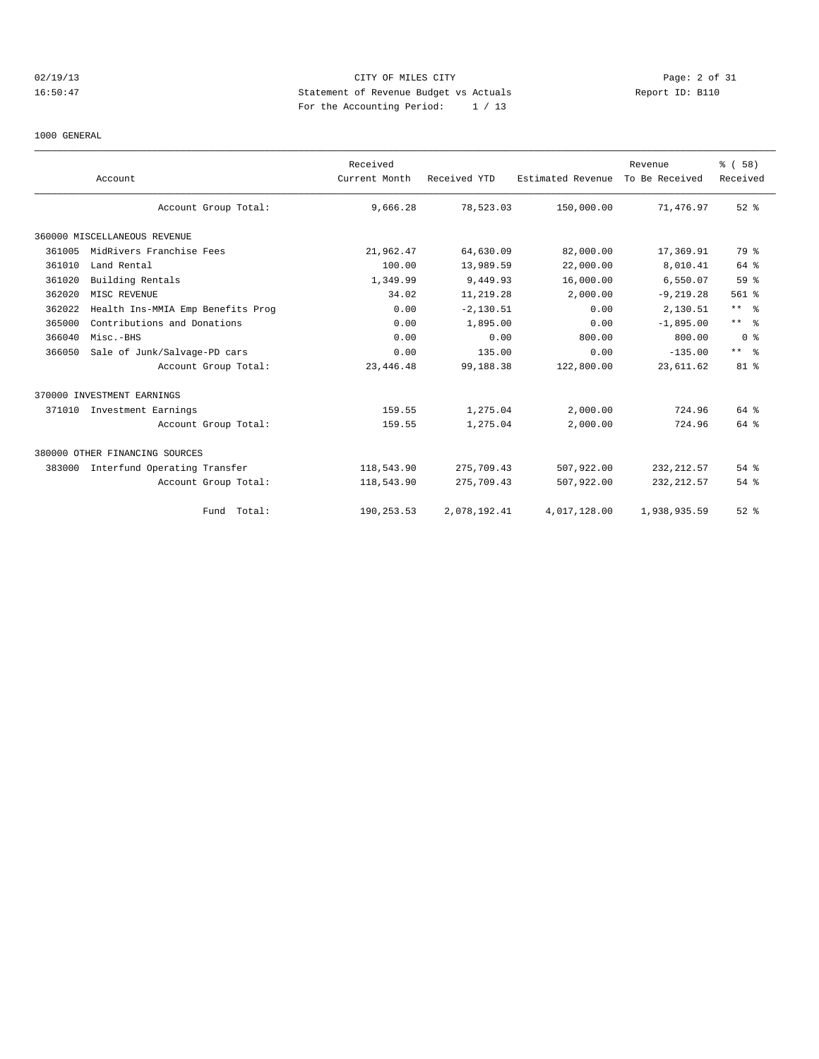CITY OF MILES CITY
Statement of Revenue Budget vs Actuals
For the Accounting Period: 1 / 13

02/19/13 16:50:47 Report ID: B110

1000 GENERAL

| Account | | Received Current Month | Received YTD | Estimated Revenue | Revenue To Be Received | % ( 58) Received |
|---|---|---|---|---|---|---|
| | Account Group Total: | 9,666.28 | 78,523.03 | 150,000.00 | 71,476.97 | 52 % |
| 360000 MISCELLANEOUS REVENUE | | | | | | |
| 361005 | MidRivers Franchise Fees | 21,962.47 | 64,630.09 | 82,000.00 | 17,369.91 | 79 % |
| 361010 | Land Rental | 100.00 | 13,989.59 | 22,000.00 | 8,010.41 | 64 % |
| 361020 | Building Rentals | 1,349.99 | 9,449.93 | 16,000.00 | 6,550.07 | 59 % |
| 362020 | MISC REVENUE | 34.02 | 11,219.28 | 2,000.00 | -9,219.28 | 561 % |
| 362022 | Health Ins-MMIA Emp Benefits Prog | 0.00 | -2,130.51 | 0.00 | 2,130.51 | ** % |
| 365000 | Contributions and Donations | 0.00 | 1,895.00 | 0.00 | -1,895.00 | ** % |
| 366040 | Misc.-BHS | 0.00 | 0.00 | 800.00 | 800.00 | 0 % |
| 366050 | Sale of Junk/Salvage-PD cars | 0.00 | 135.00 | 0.00 | -135.00 | ** % |
| | Account Group Total: | 23,446.48 | 99,188.38 | 122,800.00 | 23,611.62 | 81 % |
| 370000 INVESTMENT EARNINGS | | | | | | |
| 371010 | Investment Earnings | 159.55 | 1,275.04 | 2,000.00 | 724.96 | 64 % |
| | Account Group Total: | 159.55 | 1,275.04 | 2,000.00 | 724.96 | 64 % |
| 380000 OTHER FINANCING SOURCES | | | | | | |
| 383000 | Interfund Operating Transfer | 118,543.90 | 275,709.43 | 507,922.00 | 232,212.57 | 54 % |
| | Account Group Total: | 118,543.90 | 275,709.43 | 507,922.00 | 232,212.57 | 54 % |
| | Fund Total: | 190,253.53 | 2,078,192.41 | 4,017,128.00 | 1,938,935.59 | 52 % |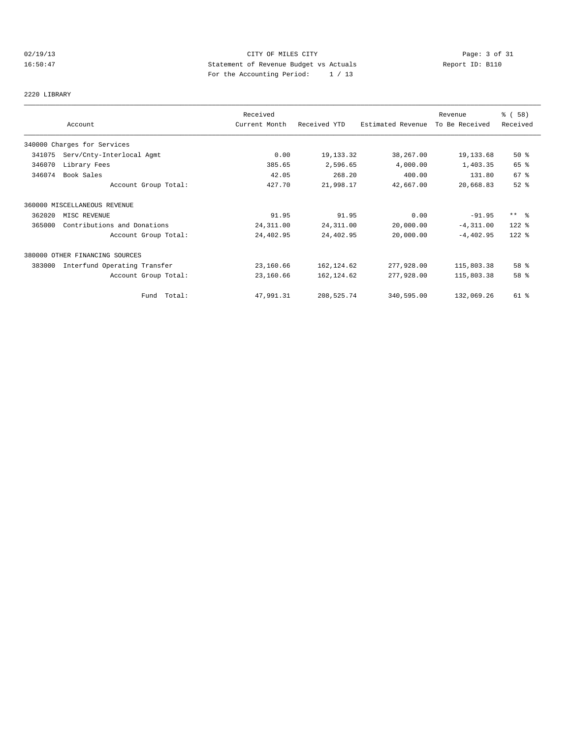CITY OF MILES CITY

Statement of Revenue Budget vs Actuals

For the Accounting Period: 1 / 13

02/19/13 16:50:47 — Report ID: B110

2220 LIBRARY

| Account | Received Current Month | Received YTD | Estimated Revenue | Revenue To Be Received | % ( 58) Received |
|---|---|---|---|---|---|
| 340000 Charges for Services | | | | | |
| 341075 Serv/Cnty-Interlocal Agmt | 0.00 | 19,133.32 | 38,267.00 | 19,133.68 | 50 % |
| 346070 Library Fees | 385.65 | 2,596.65 | 4,000.00 | 1,403.35 | 65 % |
| 346074 Book Sales | 42.05 | 268.20 | 400.00 | 131.80 | 67 % |
| Account Group Total: | 427.70 | 21,998.17 | 42,667.00 | 20,668.83 | 52 % |
| 360000 MISCELLANEOUS REVENUE | | | | | |
| 362020 MISC REVENUE | 91.95 | 91.95 | 0.00 | -91.95 | ** % |
| 365000 Contributions and Donations | 24,311.00 | 24,311.00 | 20,000.00 | -4,311.00 | 122 % |
| Account Group Total: | 24,402.95 | 24,402.95 | 20,000.00 | -4,402.95 | 122 % |
| 380000 OTHER FINANCING SOURCES | | | | | |
| 383000 Interfund Operating Transfer | 23,160.66 | 162,124.62 | 277,928.00 | 115,803.38 | 58 % |
| Account Group Total: | 23,160.66 | 162,124.62 | 277,928.00 | 115,803.38 | 58 % |
| Fund Total: | 47,991.31 | 208,525.74 | 340,595.00 | 132,069.26 | 61 % |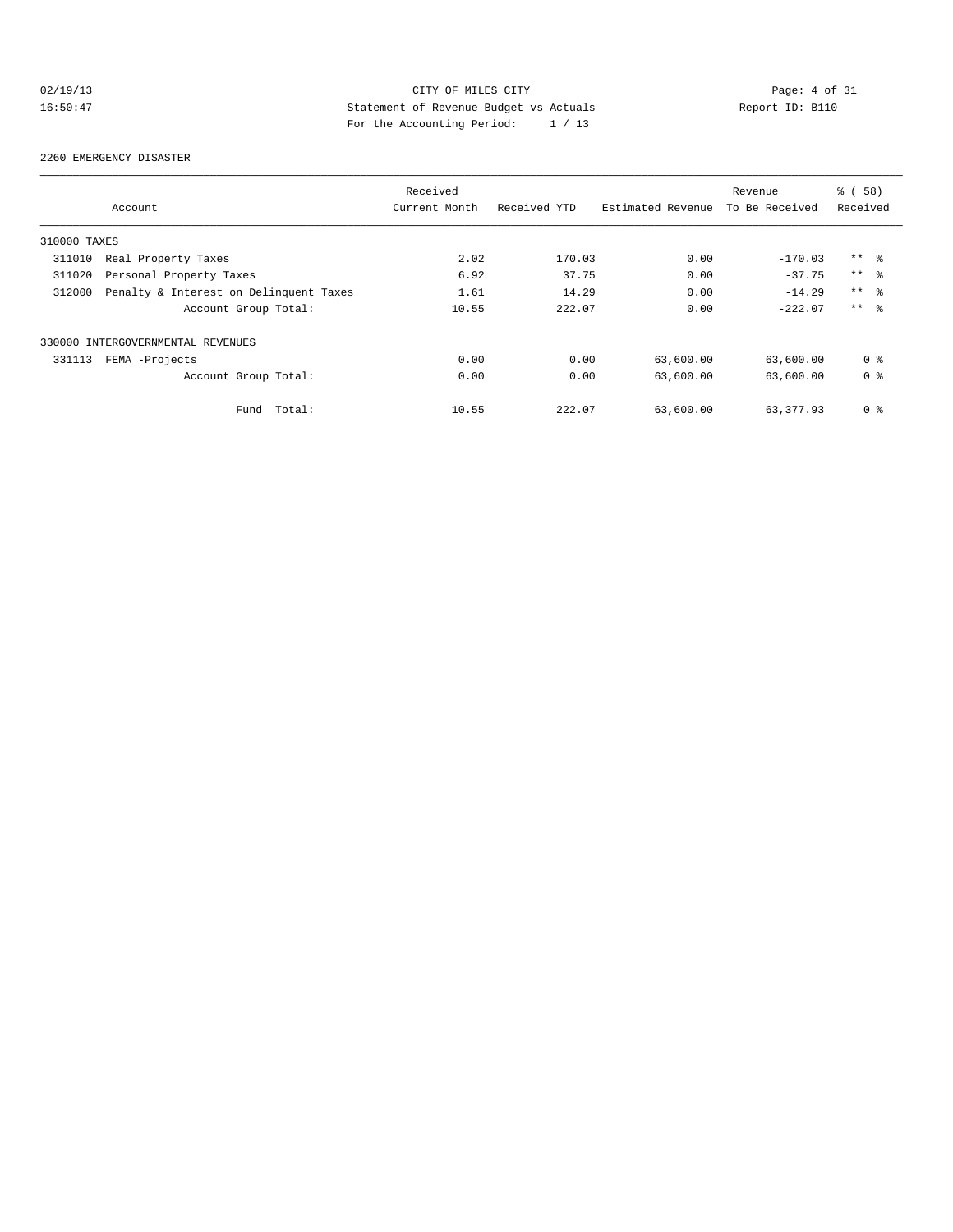CITY OF MILES CITY
Statement of Revenue Budget vs Actuals
For the Accounting Period: 1 / 13

02/19/13
16:50:47

Report ID: B110

2260 EMERGENCY DISASTER

| Account | Received Current Month | Received YTD | Estimated Revenue | Revenue To Be Received | % ( 58) Received |
|---|---|---|---|---|---|
| 310000 TAXES | | | | | |
| 311010 Real Property Taxes | 2.02 | 170.03 | 0.00 | -170.03 | ** % |
| 311020 Personal Property Taxes | 6.92 | 37.75 | 0.00 | -37.75 | ** % |
| 312000 Penalty & Interest on Delinquent Taxes | 1.61 | 14.29 | 0.00 | -14.29 | ** % |
| Account Group Total: | 10.55 | 222.07 | 0.00 | -222.07 | ** % |
| 330000 INTERGOVERNMENTAL REVENUES | | | | | |
| 331113 FEMA -Projects | 0.00 | 0.00 | 63,600.00 | 63,600.00 | 0 % |
| Account Group Total: | 0.00 | 0.00 | 63,600.00 | 63,600.00 | 0 % |
| Fund Total: | 10.55 | 222.07 | 63,600.00 | 63,377.93 | 0 % |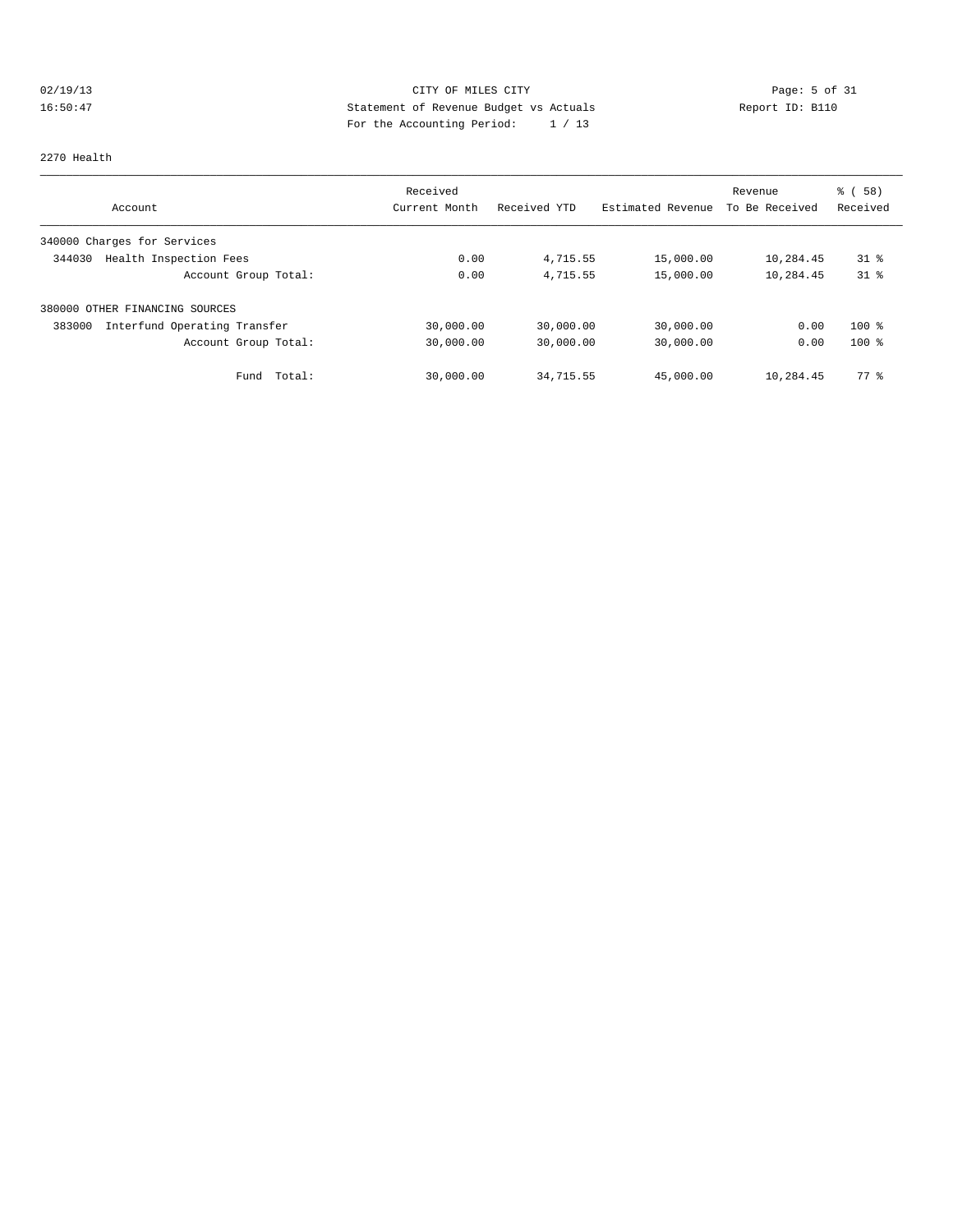CITY OF MILES CITY
Statement of Revenue Budget vs Actuals
For the Accounting Period: 1 / 13

02/19/13
16:50:47

Report ID: B110

2270 Health

| Account | Received Current Month | Received YTD | Estimated Revenue | Revenue To Be Received | % ( 58) Received |
|---|---|---|---|---|---|
| 340000 Charges for Services | | | | | |
| 344030 Health Inspection Fees | 0.00 | 4,715.55 | 15,000.00 | 10,284.45 | 31 % |
| Account Group Total: | 0.00 | 4,715.55 | 15,000.00 | 10,284.45 | 31 % |
| 380000 OTHER FINANCING SOURCES | | | | | |
| 383000 Interfund Operating Transfer | 30,000.00 | 30,000.00 | 30,000.00 | 0.00 | 100 % |
| Account Group Total: | 30,000.00 | 30,000.00 | 30,000.00 | 0.00 | 100 % |
| Fund Total: | 30,000.00 | 34,715.55 | 45,000.00 | 10,284.45 | 77 % |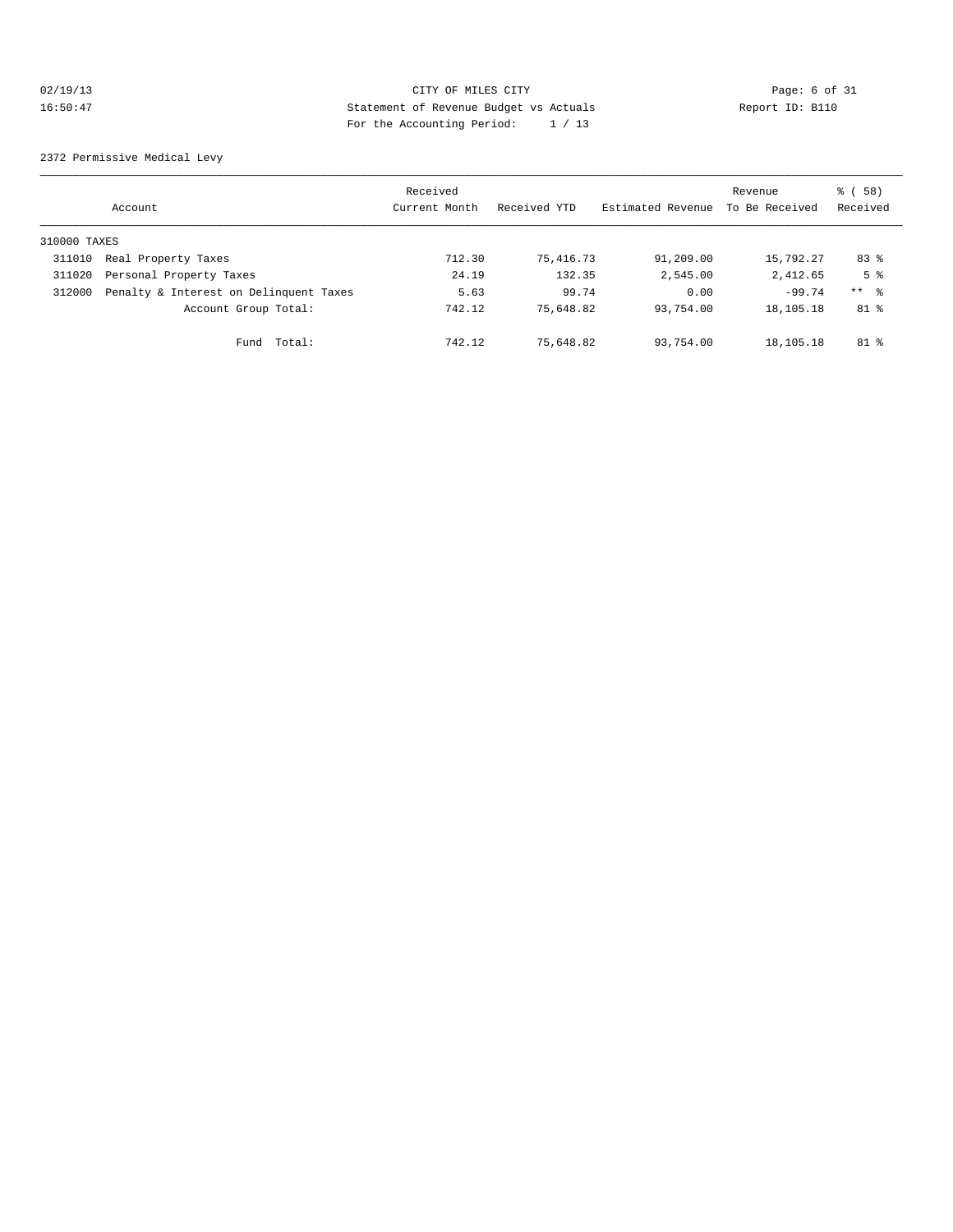CITY OF MILES CITY
Statement of Revenue Budget vs Actuals
For the Accounting Period: 1 / 13

02/19/13
16:50:47

Report ID: B110

2372 Permissive Medical Levy

| Account | | Received Current Month | Received YTD | Estimated Revenue | Revenue To Be Received | % ( 58) Received |
|---|---|---|---|---|---|---|
| 310000 TAXES | | | | | | |
| 311010 | Real Property Taxes | 712.30 | 75,416.73 | 91,209.00 | 15,792.27 | 83 % |
| 311020 | Personal Property Taxes | 24.19 | 132.35 | 2,545.00 | 2,412.65 | 5 % |
| 312000 | Penalty & Interest on Delinquent Taxes | 5.63 | 99.74 | 0.00 | -99.74 | ** % |
| | Account Group Total: | 742.12 | 75,648.82 | 93,754.00 | 18,105.18 | 81 % |
| | Fund Total: | 742.12 | 75,648.82 | 93,754.00 | 18,105.18 | 81 % |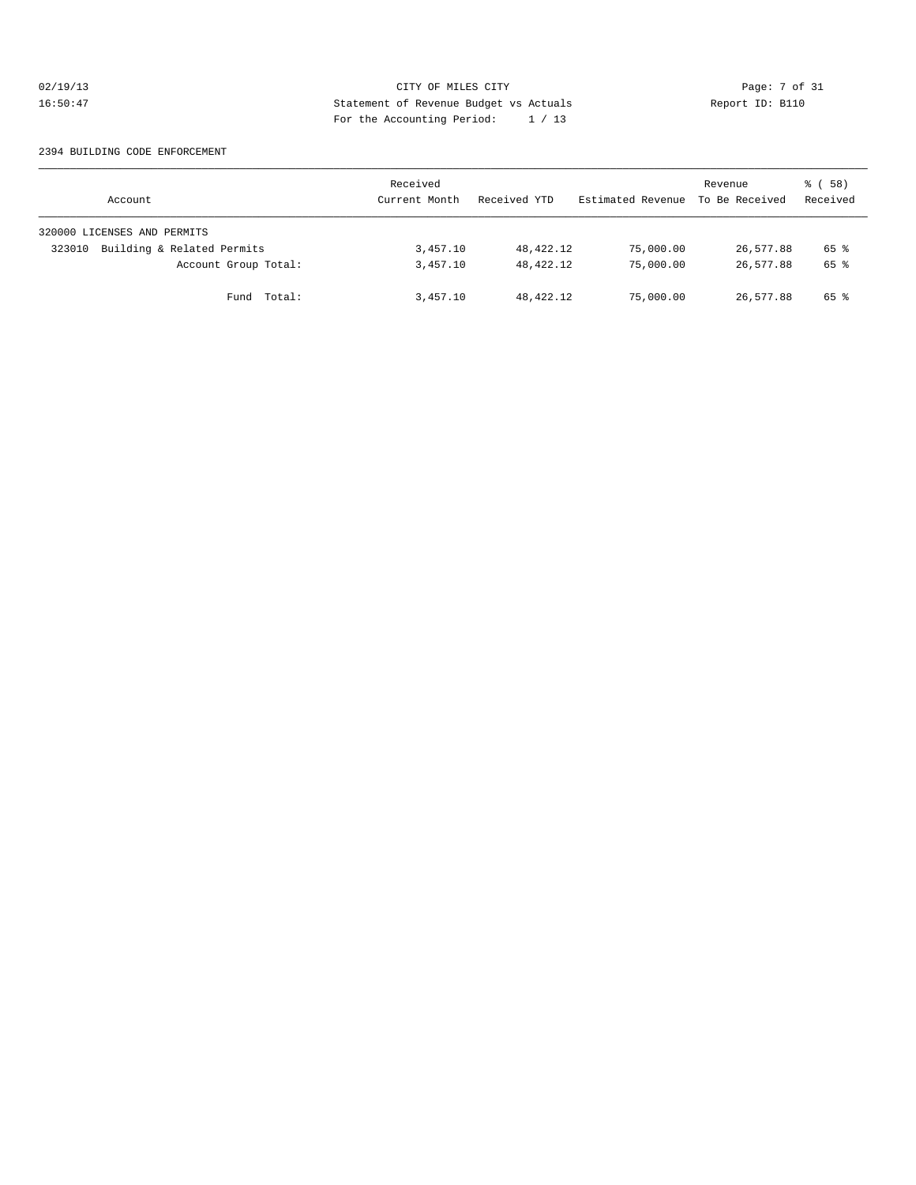CITY OF MILES CITY
Statement of Revenue Budget vs Actuals
For the Accounting Period: 1 / 13

02/19/13
16:50:47

Report ID: B110

2394 BUILDING CODE ENFORCEMENT

| Account | Received Current Month | Received YTD | Estimated Revenue | Revenue To Be Received | % ( 58) Received |
|---|---|---|---|---|---|
| 320000 LICENSES AND PERMITS | | | | | |
| 323010 Building & Related Permits | 3,457.10 | 48,422.12 | 75,000.00 | 26,577.88 | 65 % |
| Account Group Total: | 3,457.10 | 48,422.12 | 75,000.00 | 26,577.88 | 65 % |
| Fund Total: | 3,457.10 | 48,422.12 | 75,000.00 | 26,577.88 | 65 % |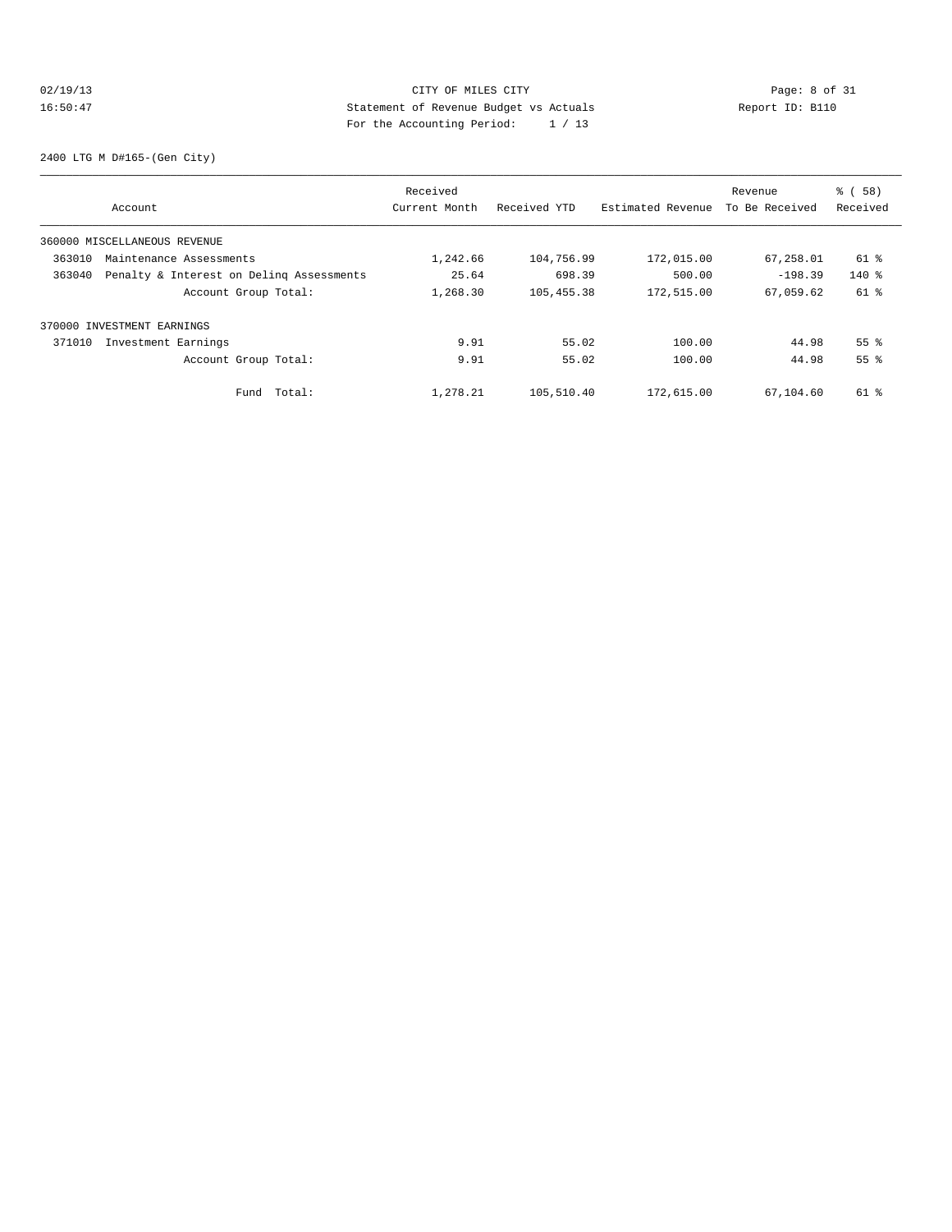CITY OF MILES CITY
Statement of Revenue Budget vs Actuals
For the Accounting Period: 1 / 13

02/19/13 16:50:47 Report ID: B110

2400 LTG M D#165-(Gen City)

| Account | Received Current Month | Received YTD | Estimated Revenue | Revenue To Be Received | % ( 58) Received |
|---|---|---|---|---|---|
| 360000 MISCELLANEOUS REVENUE | | | | | |
| 363010 Maintenance Assessments | 1,242.66 | 104,756.99 | 172,015.00 | 67,258.01 | 61 % |
| 363040 Penalty & Interest on Delinq Assessments | 25.64 | 698.39 | 500.00 | -198.39 | 140 % |
| Account Group Total: | 1,268.30 | 105,455.38 | 172,515.00 | 67,059.62 | 61 % |
| 370000 INVESTMENT EARNINGS | | | | | |
| 371010 Investment Earnings | 9.91 | 55.02 | 100.00 | 44.98 | 55 % |
| Account Group Total: | 9.91 | 55.02 | 100.00 | 44.98 | 55 % |
| Fund Total: | 1,278.21 | 105,510.40 | 172,615.00 | 67,104.60 | 61 % |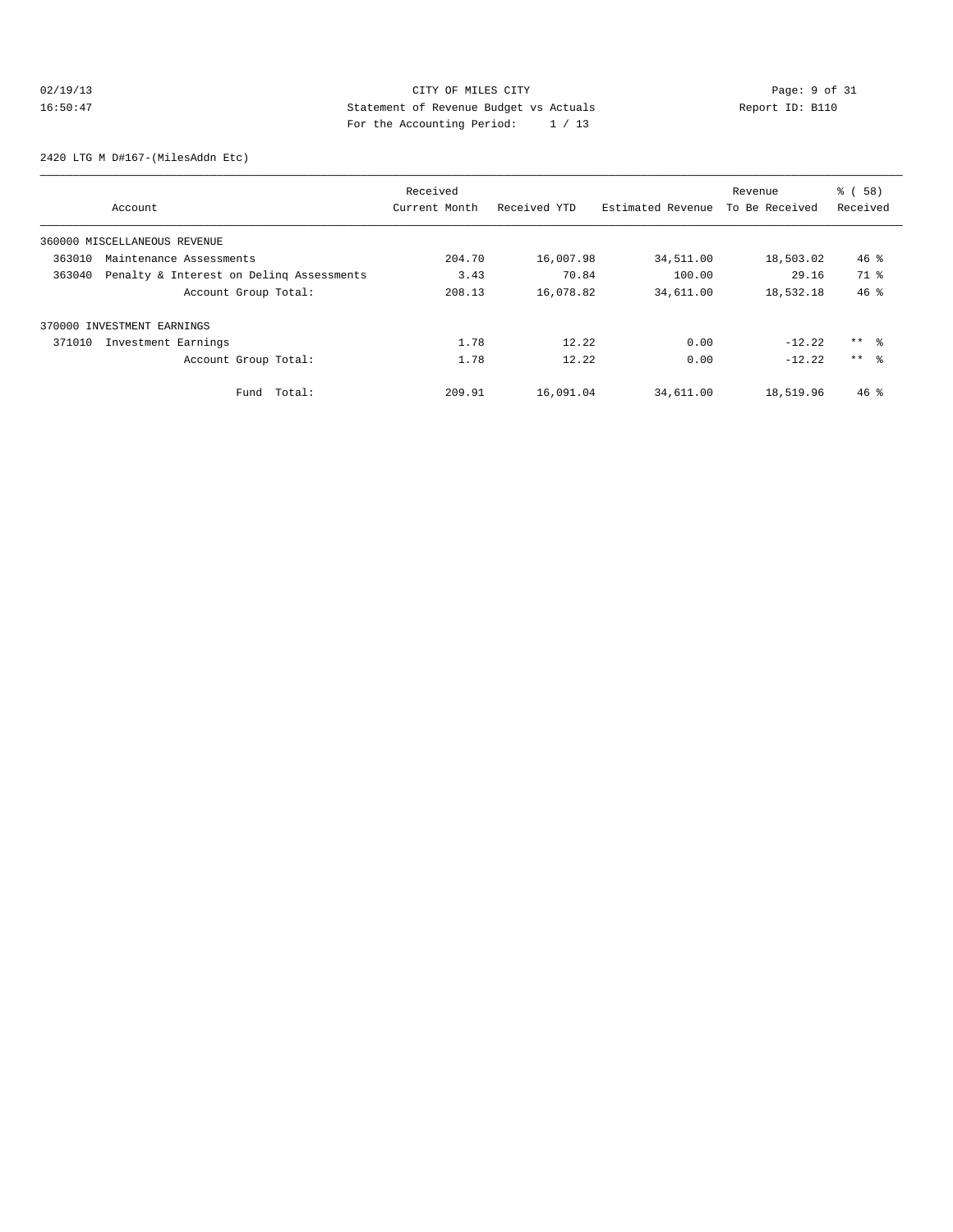CITY OF MILES CITY
Statement of Revenue Budget vs Actuals
For the Accounting Period: 1 / 13

02/19/13
16:50:47

Report ID: B110

2420 LTG M D#167-(MilesAddn Etc)

| Account | Received Current Month | Received YTD | Estimated Revenue | Revenue To Be Received | % ( 58) Received |
|---|---|---|---|---|---|
| 360000 MISCELLANEOUS REVENUE | | | | | |
| 363010 Maintenance Assessments | 204.70 | 16,007.98 | 34,511.00 | 18,503.02 | 46 % |
| 363040 Penalty & Interest on Delinq Assessments | 3.43 | 70.84 | 100.00 | 29.16 | 71 % |
| Account Group Total: | 208.13 | 16,078.82 | 34,611.00 | 18,532.18 | 46 % |
| 370000 INVESTMENT EARNINGS | | | | | |
| 371010 Investment Earnings | 1.78 | 12.22 | 0.00 | -12.22 | ** % |
| Account Group Total: | 1.78 | 12.22 | 0.00 | -12.22 | ** % |
| Fund Total: | 209.91 | 16,091.04 | 34,611.00 | 18,519.96 | 46 % |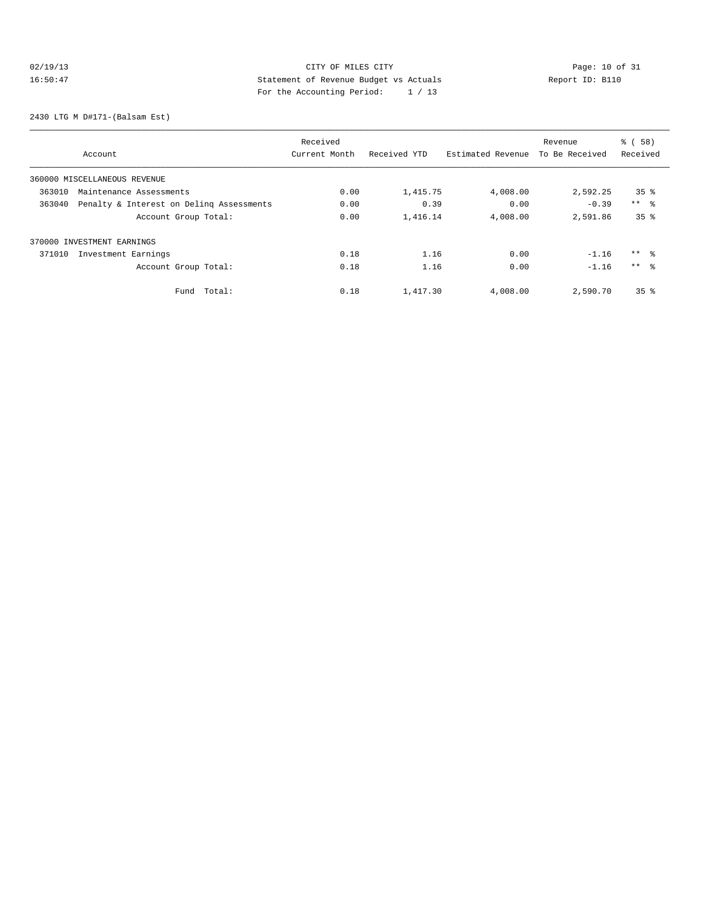CITY OF MILES CITY

Statement of Revenue Budget vs Actuals

For the Accounting Period: 1 / 13

02/19/13 16:50:47

Report ID: B110

2430 LTG M D#171-(Balsam Est)

| Account | Received Current Month | Received YTD | Estimated Revenue | Revenue To Be Received | % ( 58) Received |
|---|---|---|---|---|---|
| 360000 MISCELLANEOUS REVENUE | | | | | |
| 363010 Maintenance Assessments | 0.00 | 1,415.75 | 4,008.00 | 2,592.25 | 35 % |
| 363040 Penalty & Interest on Delinq Assessments | 0.00 | 0.39 | 0.00 | -0.39 | ** % |
| Account Group Total: | 0.00 | 1,416.14 | 4,008.00 | 2,591.86 | 35 % |
| 370000 INVESTMENT EARNINGS | | | | | |
| 371010 Investment Earnings | 0.18 | 1.16 | 0.00 | -1.16 | ** % |
| Account Group Total: | 0.18 | 1.16 | 0.00 | -1.16 | ** % |
| Fund Total: | 0.18 | 1,417.30 | 4,008.00 | 2,590.70 | 35 % |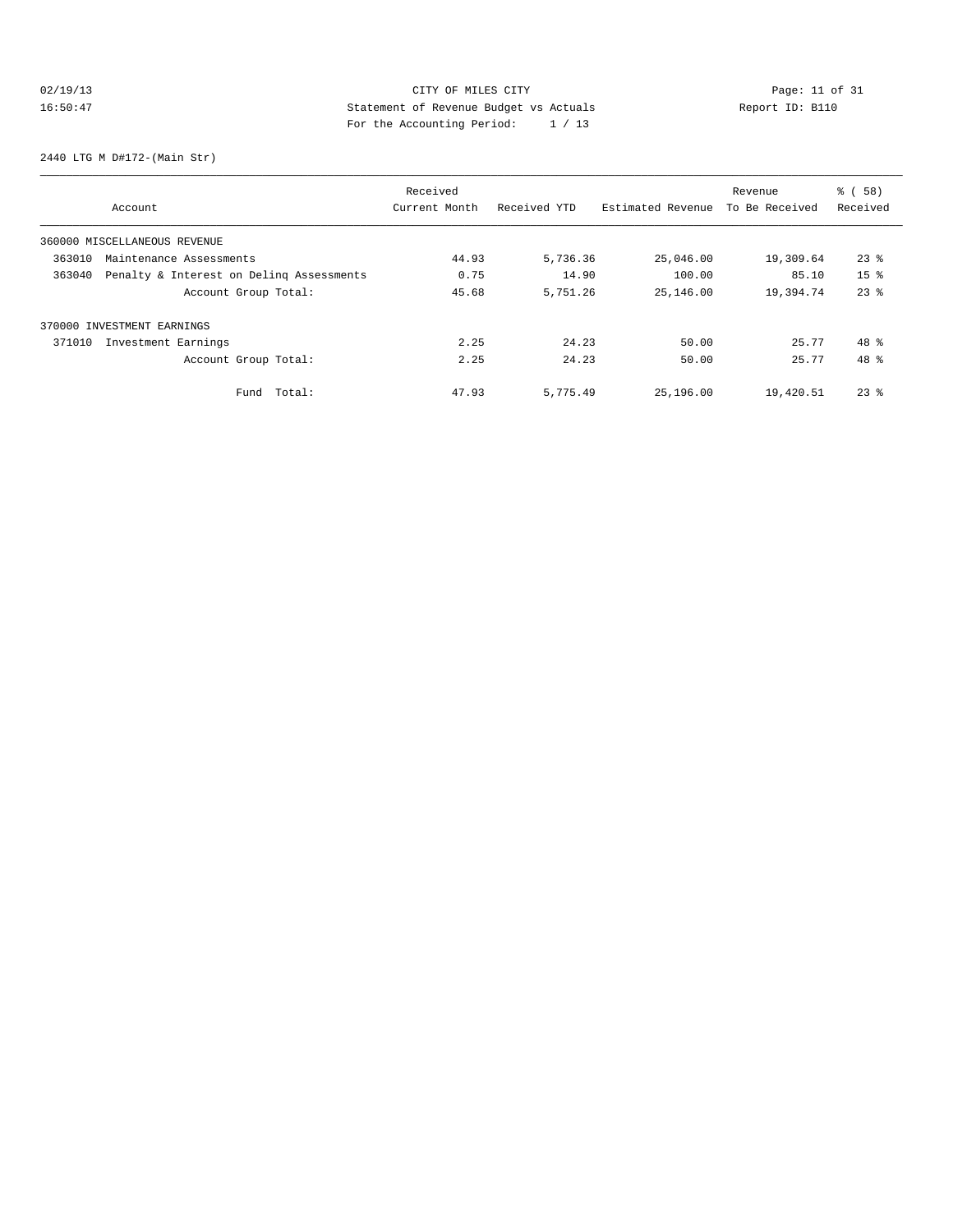CITY OF MILES CITY
Statement of Revenue Budget vs Actuals
For the Accounting Period: 1 / 13

02/19/13
16:50:47

Report ID: B110

2440 LTG M D#172-(Main Str)

| Account | Received Current Month | Received YTD | Estimated Revenue | Revenue To Be Received | % ( 58) Received |
|---|---|---|---|---|---|
| 360000 MISCELLANEOUS REVENUE | | | | | |
| 363010 Maintenance Assessments | 44.93 | 5,736.36 | 25,046.00 | 19,309.64 | 23 % |
| 363040 Penalty & Interest on Delinq Assessments | 0.75 | 14.90 | 100.00 | 85.10 | 15 % |
| Account Group Total: | 45.68 | 5,751.26 | 25,146.00 | 19,394.74 | 23 % |
| 370000 INVESTMENT EARNINGS | | | | | |
| 371010 Investment Earnings | 2.25 | 24.23 | 50.00 | 25.77 | 48 % |
| Account Group Total: | 2.25 | 24.23 | 50.00 | 25.77 | 48 % |
| Fund Total: | 47.93 | 5,775.49 | 25,196.00 | 19,420.51 | 23 % |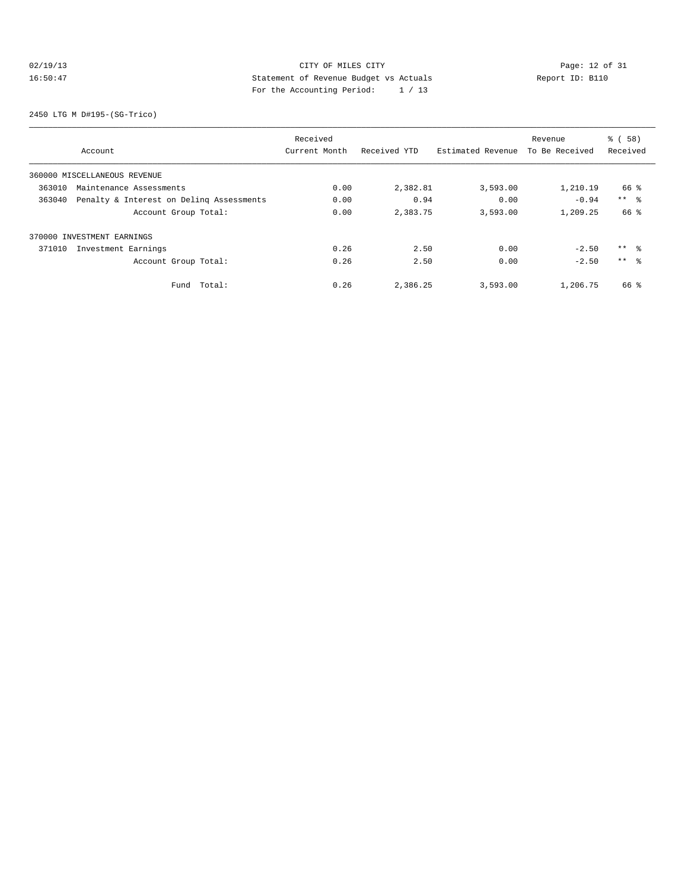CITY OF MILES CITY
Statement of Revenue Budget vs Actuals
For the Accounting Period: 1 / 13

02/19/13
16:50:47

Report ID: B110

2450 LTG M D#195-(SG-Trico)

| Account | Received Current Month | Received YTD | Estimated Revenue | Revenue To Be Received | % ( 58) Received |
|---|---|---|---|---|---|
| 360000 MISCELLANEOUS REVENUE | | | | | |
| 363010 Maintenance Assessments | 0.00 | 2,382.81 | 3,593.00 | 1,210.19 | 66 % |
| 363040 Penalty & Interest on Delinq Assessments | 0.00 | 0.94 | 0.00 | -0.94 | ** % |
| Account Group Total: | 0.00 | 2,383.75 | 3,593.00 | 1,209.25 | 66 % |
| 370000 INVESTMENT EARNINGS | | | | | |
| 371010 Investment Earnings | 0.26 | 2.50 | 0.00 | -2.50 | ** % |
| Account Group Total: | 0.26 | 2.50 | 0.00 | -2.50 | ** % |
| Fund Total: | 0.26 | 2,386.25 | 3,593.00 | 1,206.75 | 66 % |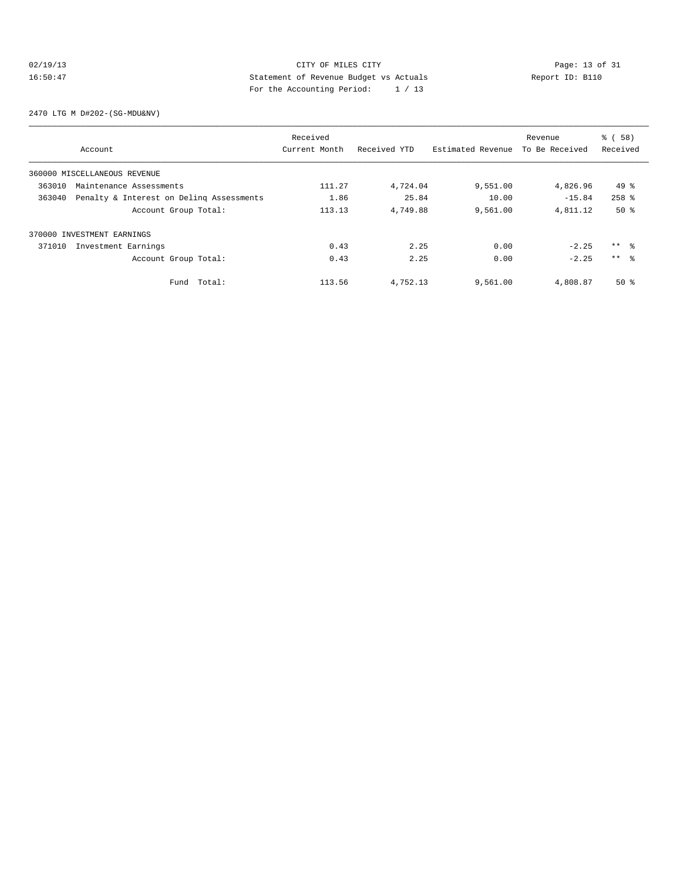CITY OF MILES CITY
Statement of Revenue Budget vs Actuals
For the Accounting Period: 1 / 13

02/19/13 16:50:47

Report ID: B110

2470 LTG M D#202-(SG-MDU&NV)

| Account | Received Current Month | Received YTD | Estimated Revenue | Revenue To Be Received | % ( 58) Received |
|---|---|---|---|---|---|
| 360000 MISCELLANEOUS REVENUE | | | | | |
| 363010 Maintenance Assessments | 111.27 | 4,724.04 | 9,551.00 | 4,826.96 | 49 % |
| 363040 Penalty & Interest on Delinq Assessments | 1.86 | 25.84 | 10.00 | -15.84 | 258 % |
| Account Group Total: | 113.13 | 4,749.88 | 9,561.00 | 4,811.12 | 50 % |
| 370000 INVESTMENT EARNINGS | | | | | |
| 371010 Investment Earnings | 0.43 | 2.25 | 0.00 | -2.25 | ** % |
| Account Group Total: | 0.43 | 2.25 | 0.00 | -2.25 | ** % |
| Fund Total: | 113.56 | 4,752.13 | 9,561.00 | 4,808.87 | 50 % |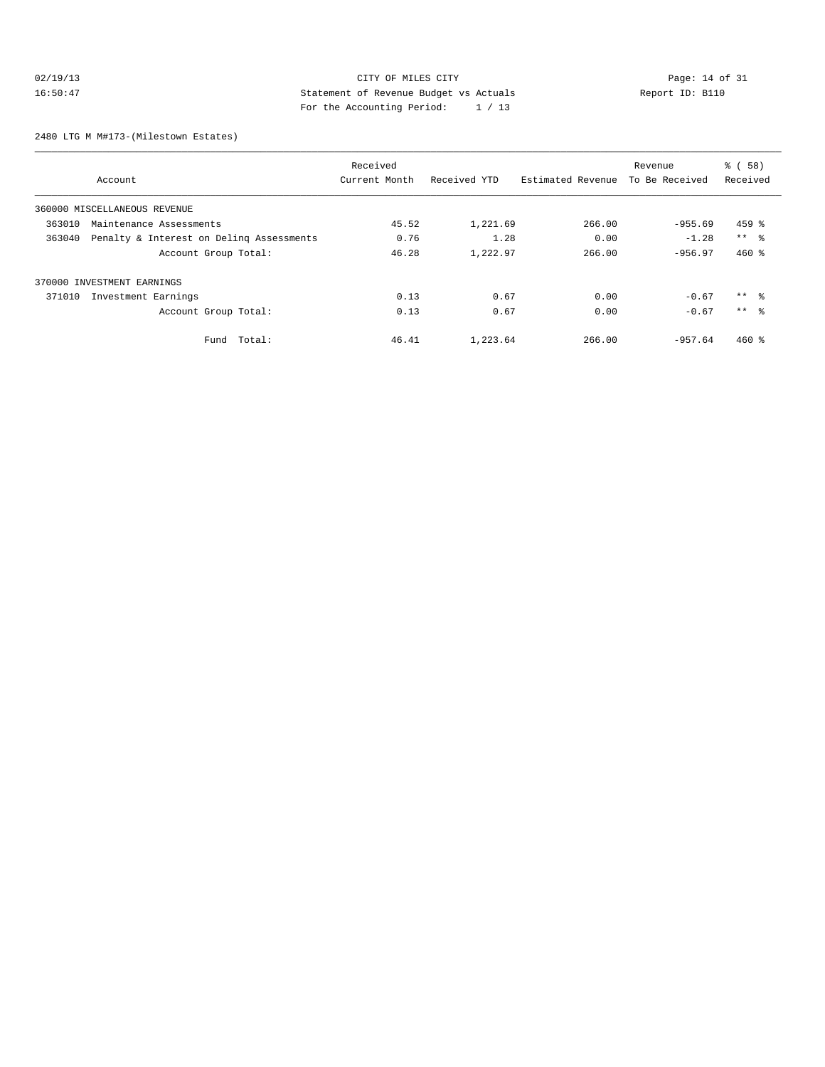CITY OF MILES CITY
Statement of Revenue Budget vs Actuals
For the Accounting Period: 1 / 13

02/19/13
16:50:47

Report ID: B110

2480 LTG M M#173-(Milestown Estates)

| Account | Received Current Month | Received YTD | Estimated Revenue | Revenue To Be Received | % ( 58) Received |
|---|---|---|---|---|---|
| 360000 MISCELLANEOUS REVENUE | | | | | |
| 363010 Maintenance Assessments | 45.52 | 1,221.69 | 266.00 | -955.69 | 459 % |
| 363040 Penalty & Interest on Delinq Assessments | 0.76 | 1.28 | 0.00 | -1.28 | ** % |
| Account Group Total: | 46.28 | 1,222.97 | 266.00 | -956.97 | 460 % |
| 370000 INVESTMENT EARNINGS | | | | | |
| 371010 Investment Earnings | 0.13 | 0.67 | 0.00 | -0.67 | ** % |
| Account Group Total: | 0.13 | 0.67 | 0.00 | -0.67 | ** % |
| Fund Total: | 46.41 | 1,223.64 | 266.00 | -957.64 | 460 % |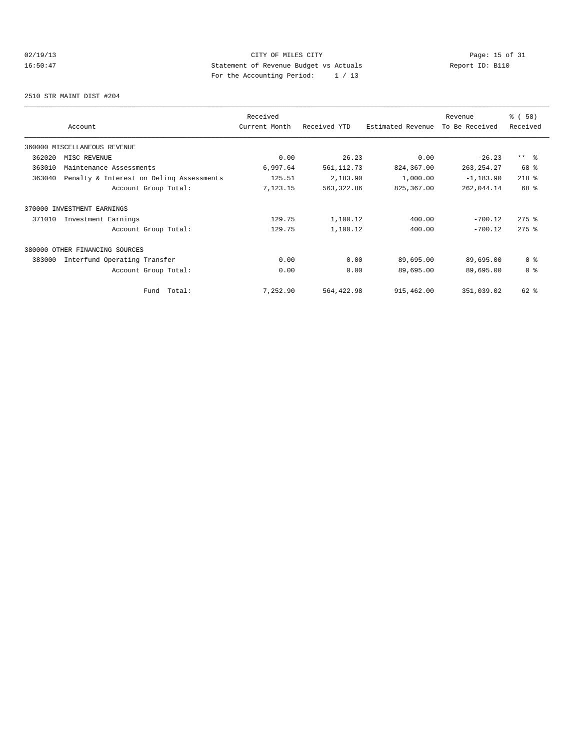CITY OF MILES CITY

Statement of Revenue Budget vs Actuals

For the Accounting Period: 1 / 13

02/19/13 16:50:47 — Report ID: B110

2510 STR MAINT DIST #204

| Account | Received Current Month | Received YTD | Estimated Revenue | Revenue To Be Received | % ( 58) Received |
|---|---|---|---|---|---|
| 360000 MISCELLANEOUS REVENUE | | | | | |
| 362020 MISC REVENUE | 0.00 | 26.23 | 0.00 | -26.23 | ** % |
| 363010 Maintenance Assessments | 6,997.64 | 561,112.73 | 824,367.00 | 263,254.27 | 68 % |
| 363040 Penalty & Interest on Delinq Assessments | 125.51 | 2,183.90 | 1,000.00 | -1,183.90 | 218 % |
| Account Group Total: | 7,123.15 | 563,322.86 | 825,367.00 | 262,044.14 | 68 % |
| 370000 INVESTMENT EARNINGS | | | | | |
| 371010 Investment Earnings | 129.75 | 1,100.12 | 400.00 | -700.12 | 275 % |
| Account Group Total: | 129.75 | 1,100.12 | 400.00 | -700.12 | 275 % |
| 380000 OTHER FINANCING SOURCES | | | | | |
| 383000 Interfund Operating Transfer | 0.00 | 0.00 | 89,695.00 | 89,695.00 | 0 % |
| Account Group Total: | 0.00 | 0.00 | 89,695.00 | 89,695.00 | 0 % |
| Fund Total: | 7,252.90 | 564,422.98 | 915,462.00 | 351,039.02 | 62 % |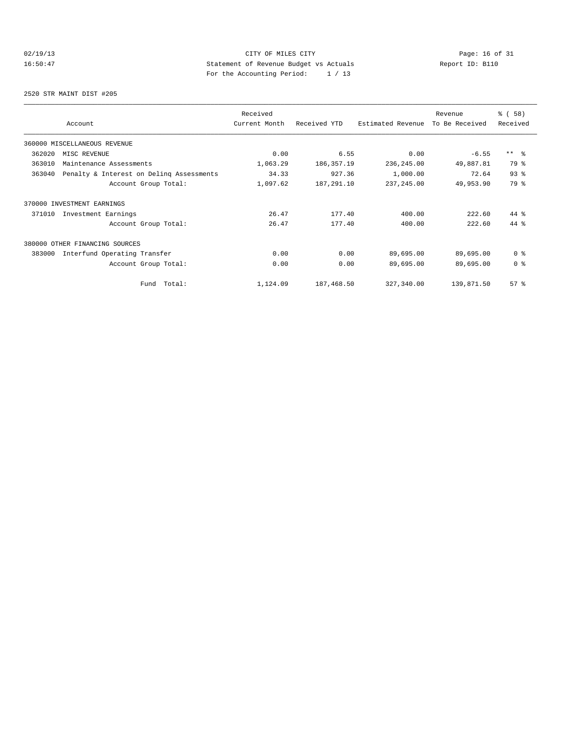CITY OF MILES CITY
Statement of Revenue Budget vs Actuals
For the Accounting Period: 1 / 13

02/19/13 16:50:47 — Report ID: B110

2520 STR MAINT DIST #205

| Account | | Received Current Month | Received YTD | Estimated Revenue | Revenue To Be Received | % ( 58) Received |
|---|---|---|---|---|---|---|
| 360000 MISCELLANEOUS REVENUE | | | | | | |
| 362020 | MISC REVENUE | 0.00 | 6.55 | 0.00 | -6.55 | ** % |
| 363010 | Maintenance Assessments | 1,063.29 | 186,357.19 | 236,245.00 | 49,887.81 | 79 % |
| 363040 | Penalty & Interest on Delinq Assessments | 34.33 | 927.36 | 1,000.00 | 72.64 | 93 % |
| | Account Group Total: | 1,097.62 | 187,291.10 | 237,245.00 | 49,953.90 | 79 % |
| 370000 INVESTMENT EARNINGS | | | | | | |
| 371010 | Investment Earnings | 26.47 | 177.40 | 400.00 | 222.60 | 44 % |
| | Account Group Total: | 26.47 | 177.40 | 400.00 | 222.60 | 44 % |
| 380000 OTHER FINANCING SOURCES | | | | | | |
| 383000 | Interfund Operating Transfer | 0.00 | 0.00 | 89,695.00 | 89,695.00 | 0 % |
| | Account Group Total: | 0.00 | 0.00 | 89,695.00 | 89,695.00 | 0 % |
| | Fund Total: | 1,124.09 | 187,468.50 | 327,340.00 | 139,871.50 | 57 % |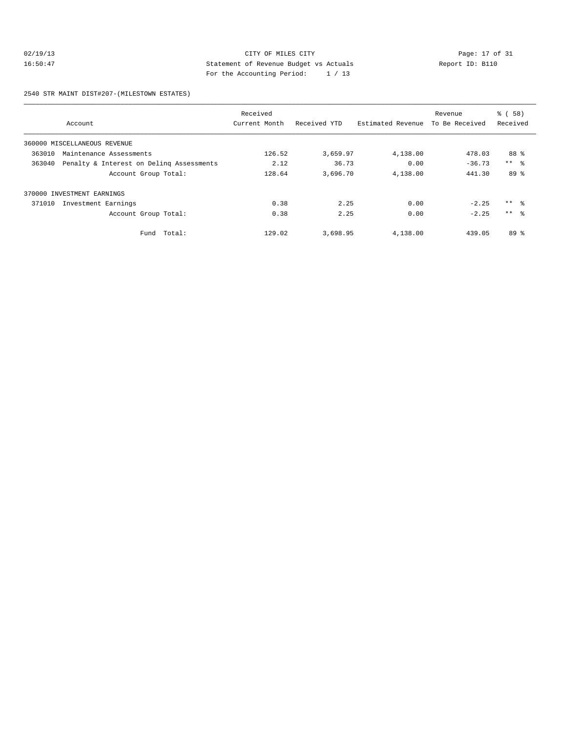CITY OF MILES CITY
Statement of Revenue Budget vs Actuals
For the Accounting Period: 1 / 13

02/19/13
16:50:47

Report ID: B110

2540 STR MAINT DIST#207-(MILESTOWN ESTATES)

| Account | Received Current Month | Received YTD | Estimated Revenue | Revenue To Be Received | % ( 58) Received |
|---|---|---|---|---|---|
| 360000 MISCELLANEOUS REVENUE | | | | | |
| 363010 Maintenance Assessments | 126.52 | 3,659.97 | 4,138.00 | 478.03 | 88 % |
| 363040 Penalty & Interest on Delinq Assessments | 2.12 | 36.73 | 0.00 | -36.73 | ** % |
| Account Group Total: | 128.64 | 3,696.70 | 4,138.00 | 441.30 | 89 % |
| 370000 INVESTMENT EARNINGS | | | | | |
| 371010 Investment Earnings | 0.38 | 2.25 | 0.00 | -2.25 | ** % |
| Account Group Total: | 0.38 | 2.25 | 0.00 | -2.25 | ** % |
| Fund Total: | 129.02 | 3,698.95 | 4,138.00 | 439.05 | 89 % |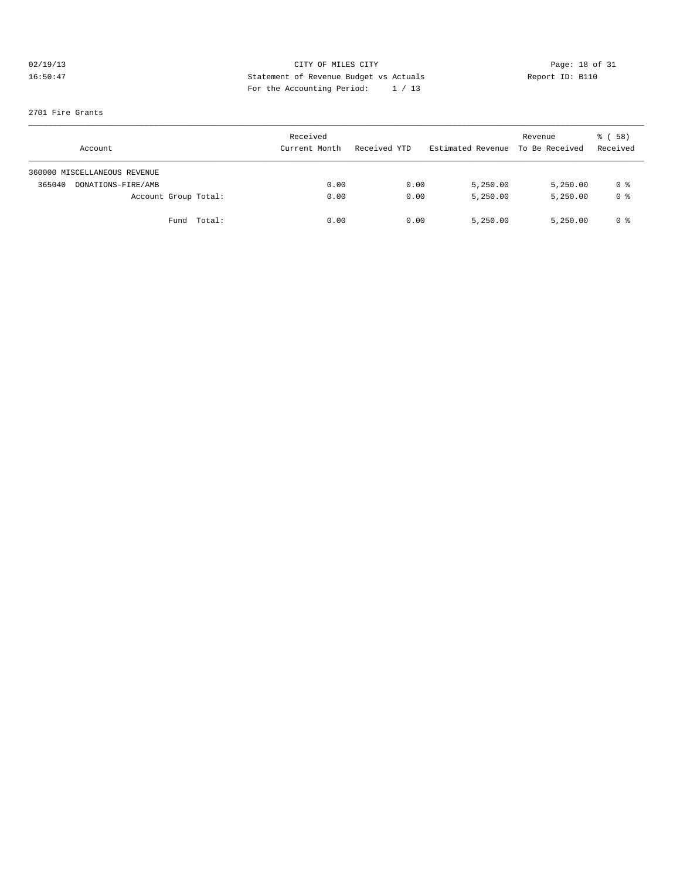CITY OF MILES CITY

Statement of Revenue Budget vs Actuals

For the Accounting Period: 1 / 13

02/19/13 16:50:47

Report ID: B110

2701 Fire Grants

| Account | Received Current Month | Received YTD | Estimated Revenue | Revenue To Be Received | % ( 58) Received |
|---|---|---|---|---|---|
| 360000 MISCELLANEOUS REVENUE | | | | | |
| 365040 DONATIONS-FIRE/AMB | 0.00 | 0.00 | 5,250.00 | 5,250.00 | 0 % |
| Account Group Total: | 0.00 | 0.00 | 5,250.00 | 5,250.00 | 0 % |
| Fund Total: | 0.00 | 0.00 | 5,250.00 | 5,250.00 | 0 % |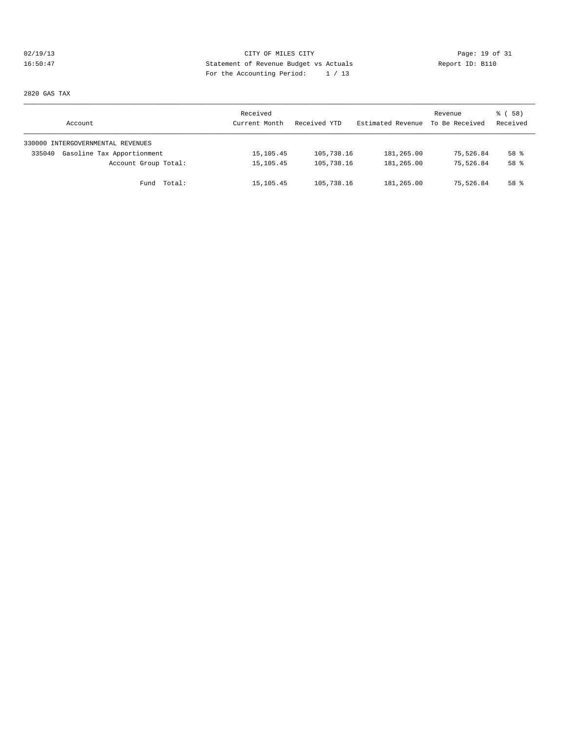CITY OF MILES CITY
Statement of Revenue Budget vs Actuals
For the Accounting Period: 1 / 13

02/19/13
16:50:47

Report ID: B110

2820 GAS TAX

| Account | Received Current Month | Received YTD | Estimated Revenue | Revenue To Be Received | % ( 58) Received |
|---|---|---|---|---|---|
| 330000 INTERGOVERNMENTAL REVENUES | | | | | |
| 335040 Gasoline Tax Apportionment | 15,105.45 | 105,738.16 | 181,265.00 | 75,526.84 | 58 % |
| Account Group Total: | 15,105.45 | 105,738.16 | 181,265.00 | 75,526.84 | 58 % |
| Fund Total: | 15,105.45 | 105,738.16 | 181,265.00 | 75,526.84 | 58 % |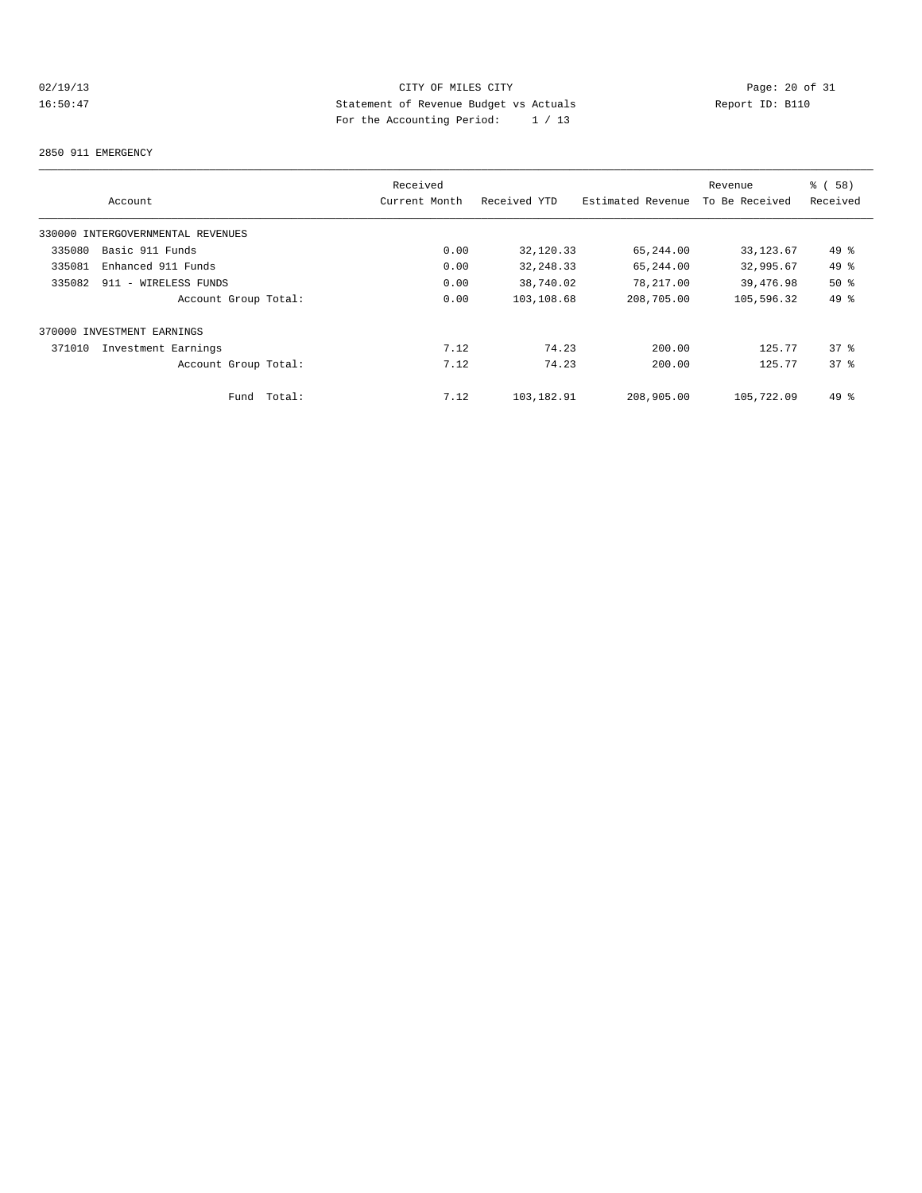CITY OF MILES CITY
Statement of Revenue Budget vs Actuals
For the Accounting Period: 1 / 13

02/19/13
16:50:47

Report ID: B110

2850 911 EMERGENCY

| Account | Received Current Month | Received YTD | Estimated Revenue | Revenue To Be Received | % ( 58) Received |
|---|---|---|---|---|---|
| 330000 INTERGOVERNMENTAL REVENUES | | | | | |
| 335080 Basic 911 Funds | 0.00 | 32,120.33 | 65,244.00 | 33,123.67 | 49 % |
| 335081 Enhanced 911 Funds | 0.00 | 32,248.33 | 65,244.00 | 32,995.67 | 49 % |
| 335082 911 - WIRELESS FUNDS | 0.00 | 38,740.02 | 78,217.00 | 39,476.98 | 50 % |
| Account Group Total: | 0.00 | 103,108.68 | 208,705.00 | 105,596.32 | 49 % |
| 370000 INVESTMENT EARNINGS | | | | | |
| 371010 Investment Earnings | 7.12 | 74.23 | 200.00 | 125.77 | 37 % |
| Account Group Total: | 7.12 | 74.23 | 200.00 | 125.77 | 37 % |
| Fund Total: | 7.12 | 103,182.91 | 208,905.00 | 105,722.09 | 49 % |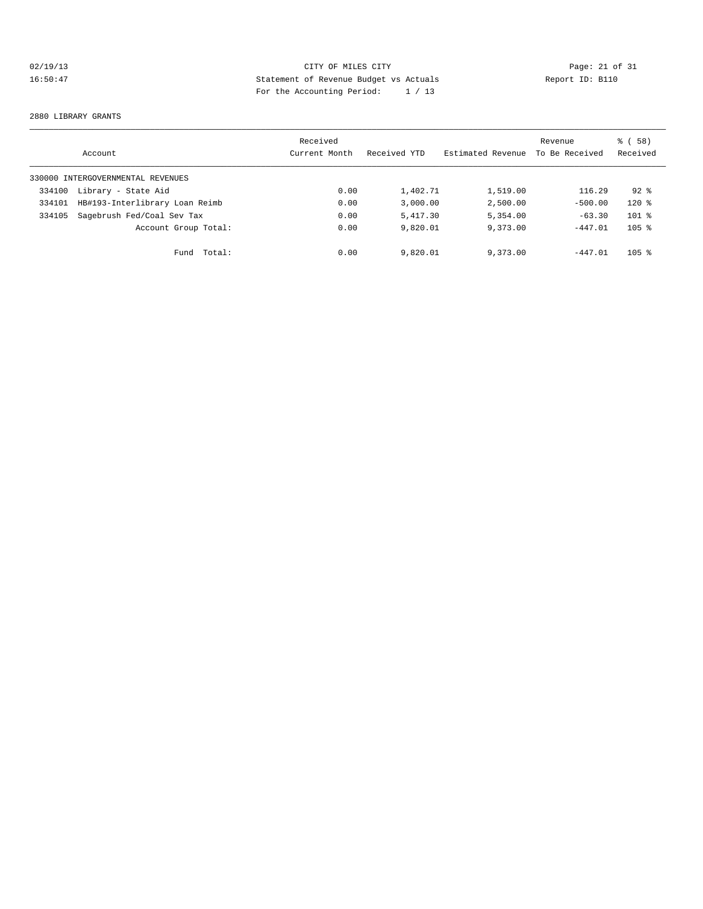CITY OF MILES CITY
Statement of Revenue Budget vs Actuals
For the Accounting Period: 1 / 13

2880 LIBRARY GRANTS

| Account | Received Current Month | Received YTD | Estimated Revenue | Revenue To Be Received | % ( 58) Received |
|---|---|---|---|---|---|
| 330000 INTERGOVERNMENTAL REVENUES | | | | | |
| 334100 Library - State Aid | 0.00 | 1,402.71 | 1,519.00 | 116.29 | 92 % |
| 334101 HB#193-Interlibrary Loan Reimb | 0.00 | 3,000.00 | 2,500.00 | -500.00 | 120 % |
| 334105 Sagebrush Fed/Coal Sev Tax | 0.00 | 5,417.30 | 5,354.00 | -63.30 | 101 % |
| Account Group Total: | 0.00 | 9,820.01 | 9,373.00 | -447.01 | 105 % |
| Fund Total: | 0.00 | 9,820.01 | 9,373.00 | -447.01 | 105 % |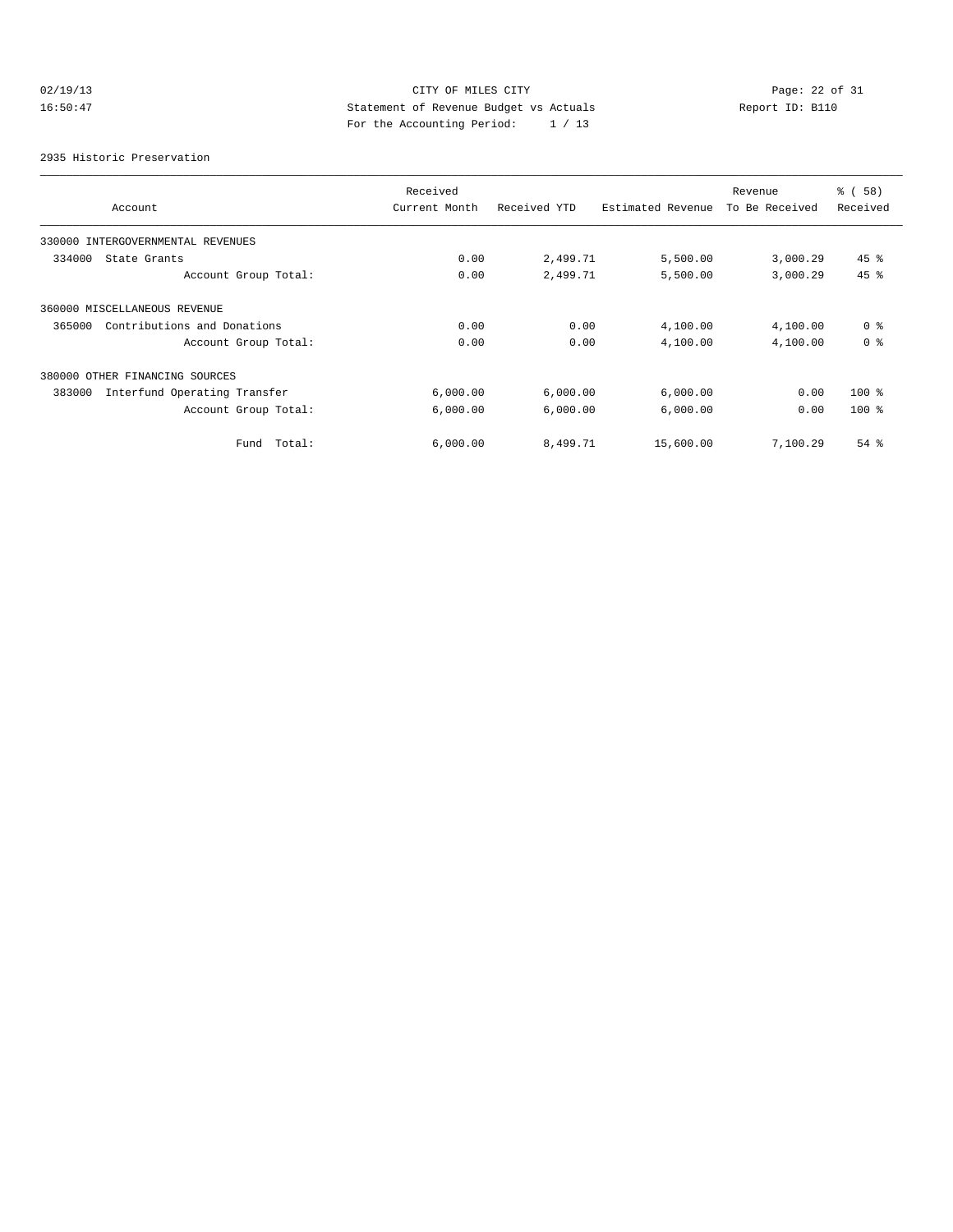CITY OF MILES CITY
Statement of Revenue Budget vs Actuals
For the Accounting Period: 1 / 13

02/19/13
16:50:47

Report ID: B110

2935 Historic Preservation

| Account | Received Current Month | Received YTD | Estimated Revenue | Revenue To Be Received | % ( 58) Received |
|---|---|---|---|---|---|
| 330000 INTERGOVERNMENTAL REVENUES | | | | | |
| 334000 State Grants | 0.00 | 2,499.71 | 5,500.00 | 3,000.29 | 45 % |
| Account Group Total: | 0.00 | 2,499.71 | 5,500.00 | 3,000.29 | 45 % |
| 360000 MISCELLANEOUS REVENUE | | | | | |
| 365000 Contributions and Donations | 0.00 | 0.00 | 4,100.00 | 4,100.00 | 0 % |
| Account Group Total: | 0.00 | 0.00 | 4,100.00 | 4,100.00 | 0 % |
| 380000 OTHER FINANCING SOURCES | | | | | |
| 383000 Interfund Operating Transfer | 6,000.00 | 6,000.00 | 6,000.00 | 0.00 | 100 % |
| Account Group Total: | 6,000.00 | 6,000.00 | 6,000.00 | 0.00 | 100 % |
| Fund Total: | 6,000.00 | 8,499.71 | 15,600.00 | 7,100.29 | 54 % |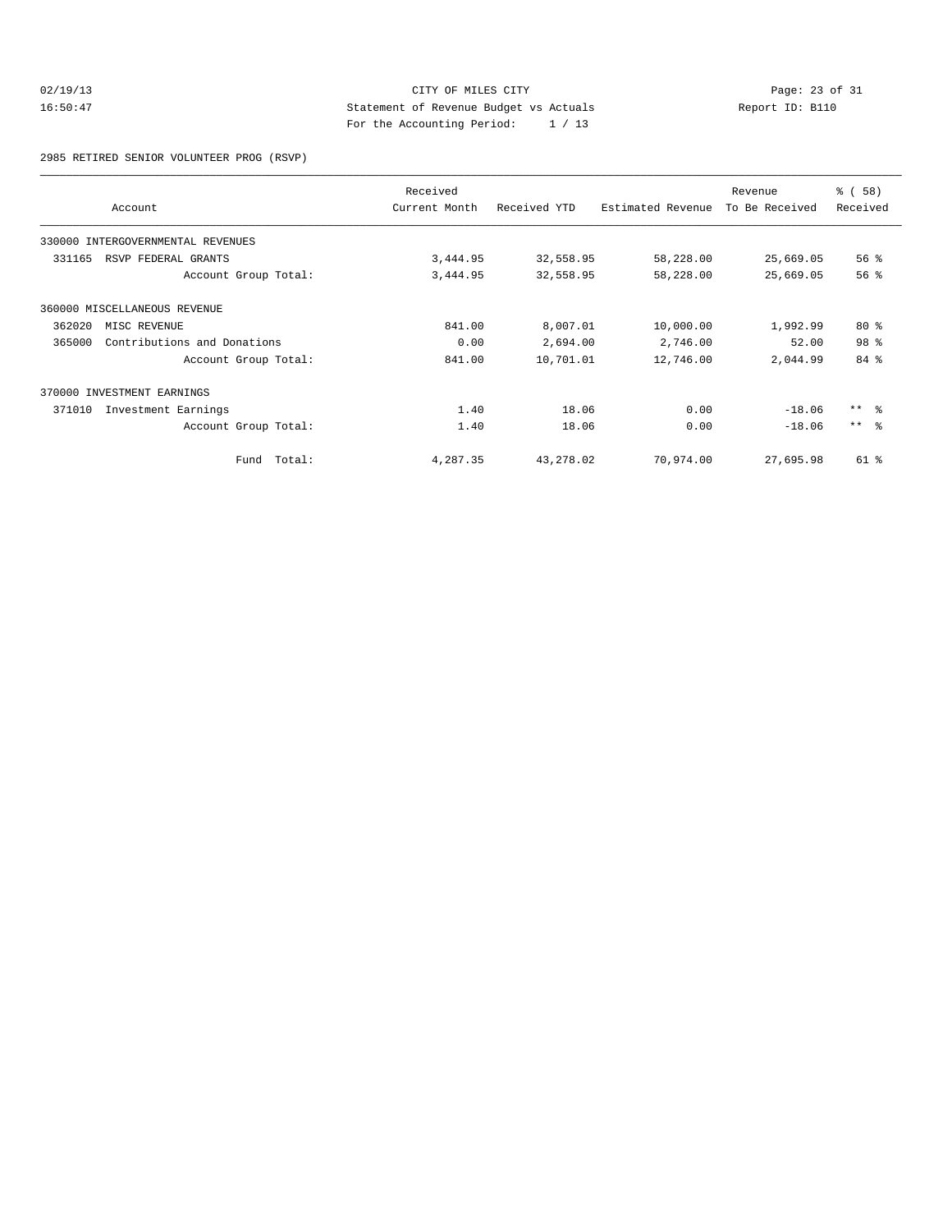CITY OF MILES CITY
Statement of Revenue Budget vs Actuals
For the Accounting Period: 1 / 13

02/19/13
16:50:47

Report ID: B110

2985 RETIRED SENIOR VOLUNTEER PROG (RSVP)

| Account | Received Current Month | Received YTD | Estimated Revenue | Revenue To Be Received | % ( 58) Received |
|---|---|---|---|---|---|
| 330000 INTERGOVERNMENTAL REVENUES | | | | | |
| 331165 RSVP FEDERAL GRANTS | 3,444.95 | 32,558.95 | 58,228.00 | 25,669.05 | 56 % |
| Account Group Total: | 3,444.95 | 32,558.95 | 58,228.00 | 25,669.05 | 56 % |
| 360000 MISCELLANEOUS REVENUE | | | | | |
| 362020 MISC REVENUE | 841.00 | 8,007.01 | 10,000.00 | 1,992.99 | 80 % |
| 365000 Contributions and Donations | 0.00 | 2,694.00 | 2,746.00 | 52.00 | 98 % |
| Account Group Total: | 841.00 | 10,701.01 | 12,746.00 | 2,044.99 | 84 % |
| 370000 INVESTMENT EARNINGS | | | | | |
| 371010 Investment Earnings | 1.40 | 18.06 | 0.00 | -18.06 | ** % |
| Account Group Total: | 1.40 | 18.06 | 0.00 | -18.06 | ** % |
| Fund Total: | 4,287.35 | 43,278.02 | 70,974.00 | 27,695.98 | 61 % |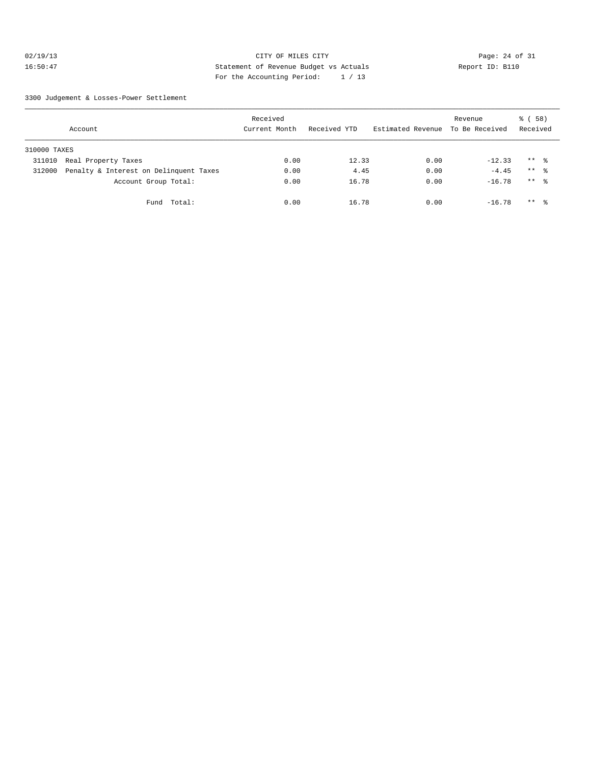CITY OF MILES CITY
Statement of Revenue Budget vs Actuals
For the Accounting Period: 1 / 13

3300 Judgement & Losses-Power Settlement

| Account | | Received Current Month | Received YTD | Estimated Revenue | Revenue To Be Received | % ( 58) Received |
|---|---|---|---|---|---|---|
| 310000 TAXES | | | | | | |
| 311010 | Real Property Taxes | 0.00 | 12.33 | 0.00 | -12.33 | ** % |
| 312000 | Penalty & Interest on Delinquent Taxes | 0.00 | 4.45 | 0.00 | -4.45 | ** % |
| | Account Group Total: | 0.00 | 16.78 | 0.00 | -16.78 | ** % |
| | Fund Total: | 0.00 | 16.78 | 0.00 | -16.78 | ** % |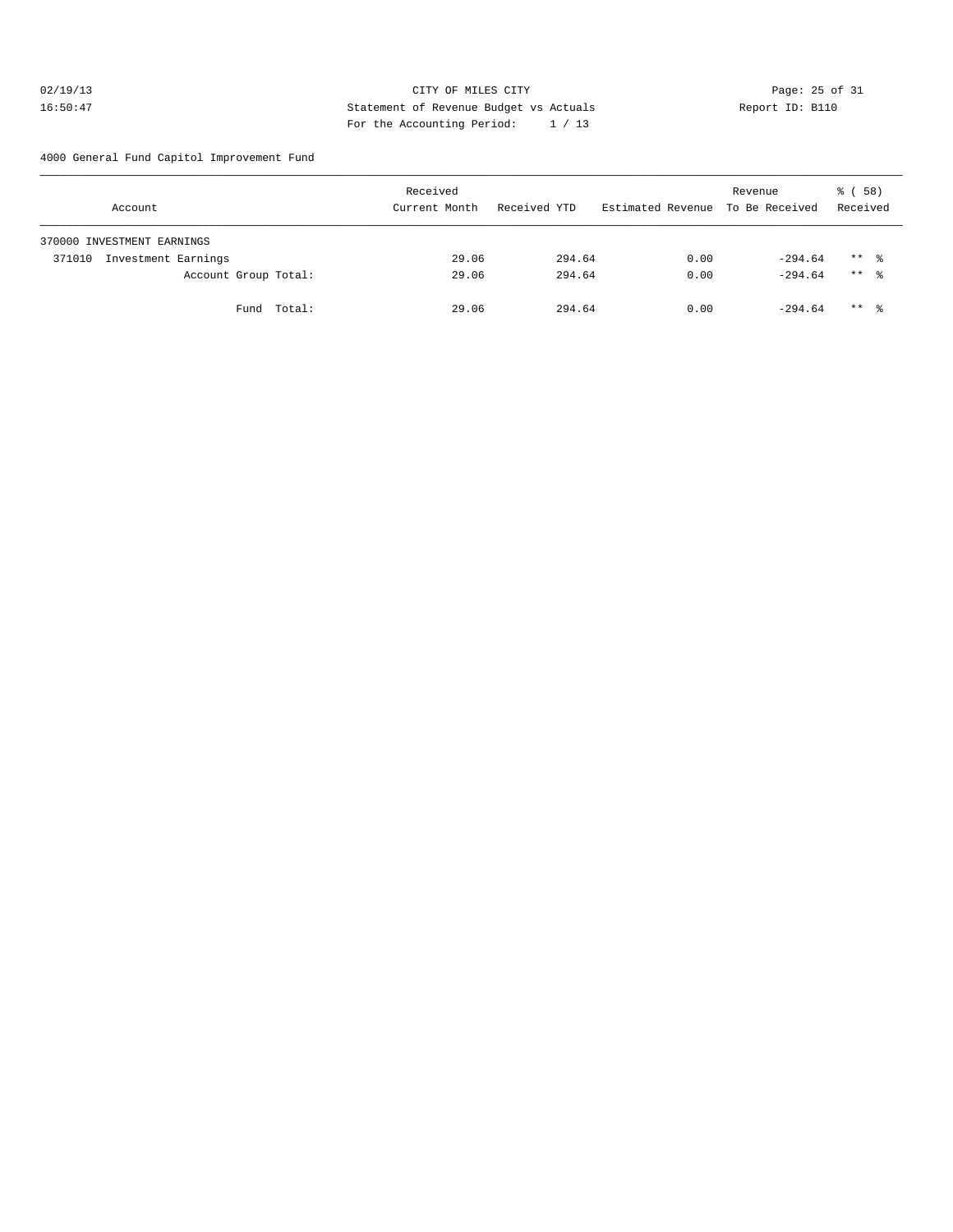CITY OF MILES CITY
Statement of Revenue Budget vs Actuals
For the Accounting Period: 1 / 13

02/19/13
16:50:47

Report ID: B110

4000 General Fund Capitol Improvement Fund

| Account | Received Current Month | Received YTD | Estimated Revenue | Revenue To Be Received | % ( 58) Received |
|---|---|---|---|---|---|
| 370000 INVESTMENT EARNINGS | | | | | |
| 371010 Investment Earnings | 29.06 | 294.64 | 0.00 | -294.64 | ** % |
| Account Group Total: | 29.06 | 294.64 | 0.00 | -294.64 | ** % |
| Fund Total: | 29.06 | 294.64 | 0.00 | -294.64 | ** % |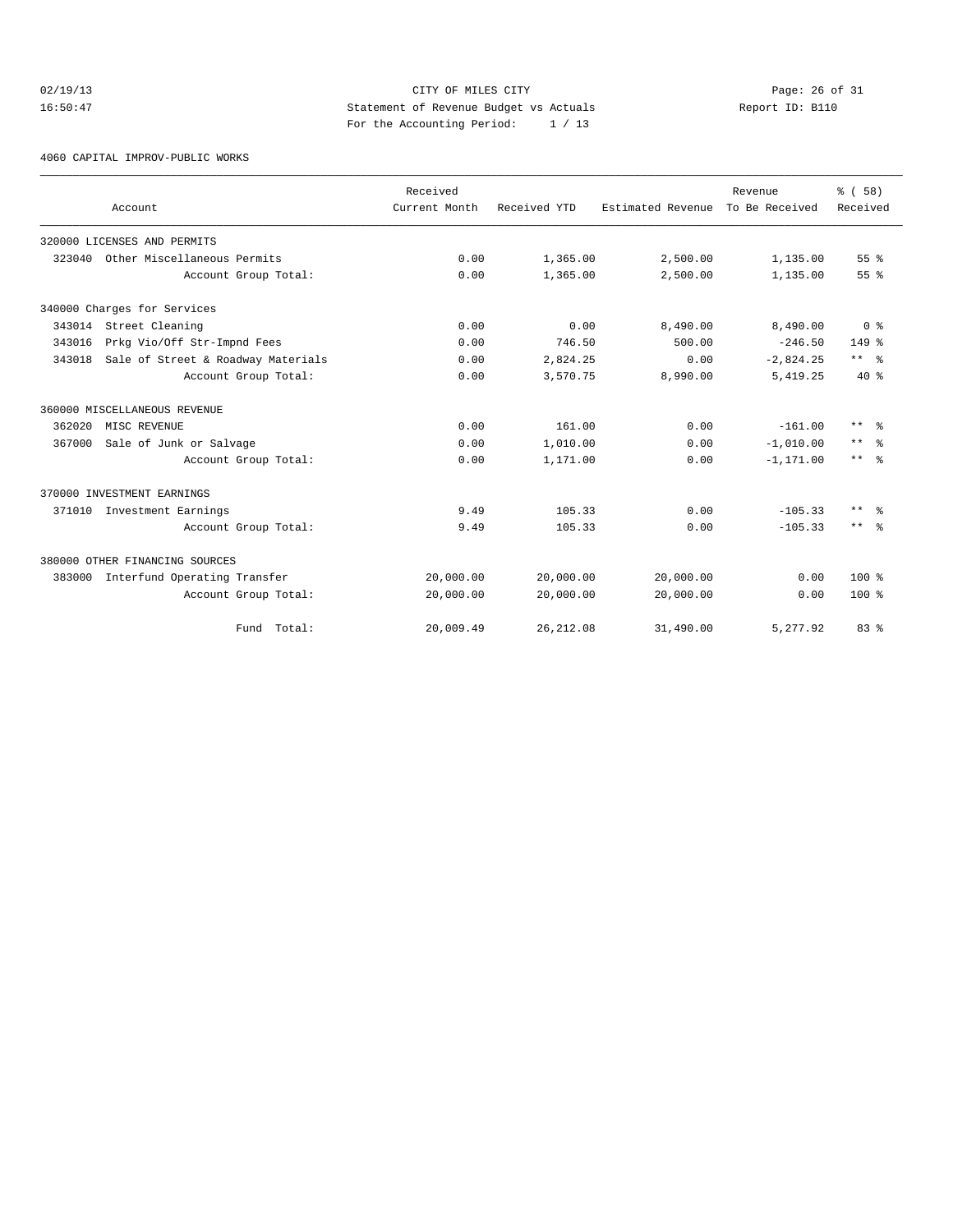CITY OF MILES CITY
Statement of Revenue Budget vs Actuals
For the Accounting Period: 1 / 13

4060 CAPITAL IMPROV-PUBLIC WORKS

| Account | Received Current Month | Received YTD | Estimated Revenue | Revenue To Be Received | % ( 58) Received |
|---|---|---|---|---|---|
| 320000 LICENSES AND PERMITS | | | | | |
| 323040 Other Miscellaneous Permits | 0.00 | 1,365.00 | 2,500.00 | 1,135.00 | 55 % |
| Account Group Total: | 0.00 | 1,365.00 | 2,500.00 | 1,135.00 | 55 % |
| 340000 Charges for Services | | | | | |
| 343014 Street Cleaning | 0.00 | 0.00 | 8,490.00 | 8,490.00 | 0 % |
| 343016 Prkg Vio/Off Str-Impnd Fees | 0.00 | 746.50 | 500.00 | -246.50 | 149 % |
| 343018 Sale of Street & Roadway Materials | 0.00 | 2,824.25 | 0.00 | -2,824.25 | ** % |
| Account Group Total: | 0.00 | 3,570.75 | 8,990.00 | 5,419.25 | 40 % |
| 360000 MISCELLANEOUS REVENUE | | | | | |
| 362020 MISC REVENUE | 0.00 | 161.00 | 0.00 | -161.00 | ** % |
| 367000 Sale of Junk or Salvage | 0.00 | 1,010.00 | 0.00 | -1,010.00 | ** % |
| Account Group Total: | 0.00 | 1,171.00 | 0.00 | -1,171.00 | ** % |
| 370000 INVESTMENT EARNINGS | | | | | |
| 371010 Investment Earnings | 9.49 | 105.33 | 0.00 | -105.33 | ** % |
| Account Group Total: | 9.49 | 105.33 | 0.00 | -105.33 | ** % |
| 380000 OTHER FINANCING SOURCES | | | | | |
| 383000 Interfund Operating Transfer | 20,000.00 | 20,000.00 | 20,000.00 | 0.00 | 100 % |
| Account Group Total: | 20,000.00 | 20,000.00 | 20,000.00 | 0.00 | 100 % |
| Fund Total: | 20,009.49 | 26,212.08 | 31,490.00 | 5,277.92 | 83 % |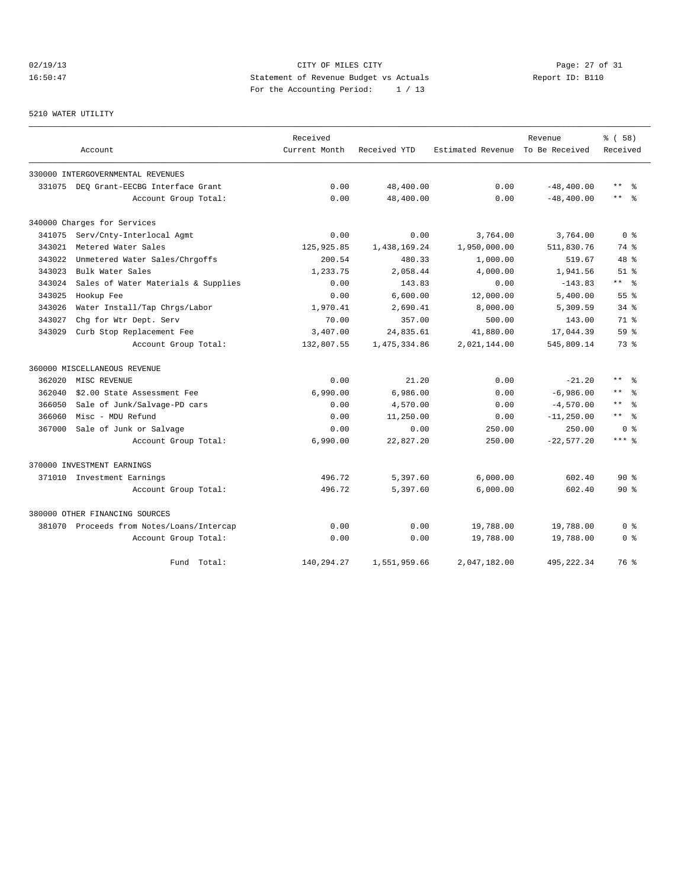CITY OF MILES CITY
Statement of Revenue Budget vs Actuals
For the Accounting Period: 1 / 13

02/19/13
16:50:47

Report ID: B110

5210 WATER UTILITY

| Account | Received Current Month | Received YTD | Estimated Revenue | Revenue To Be Received | % ( 58) Received |
|---|---|---|---|---|---|
| 330000 INTERGOVERNMENTAL REVENUES | | | | | |
| 331075 DEQ Grant-EECBG Interface Grant | 0.00 | 48,400.00 | 0.00 | -48,400.00 | ** % |
| Account Group Total: | 0.00 | 48,400.00 | 0.00 | -48,400.00 | ** % |
| 340000 Charges for Services | | | | | |
| 341075 Serv/Cnty-Interlocal Agmt | 0.00 | 0.00 | 3,764.00 | 3,764.00 | 0 % |
| 343021 Metered Water Sales | 125,925.85 | 1,438,169.24 | 1,950,000.00 | 511,830.76 | 74 % |
| 343022 Unmetered Water Sales/Chrgoffs | 200.54 | 480.33 | 1,000.00 | 519.67 | 48 % |
| 343023 Bulk Water Sales | 1,233.75 | 2,058.44 | 4,000.00 | 1,941.56 | 51 % |
| 343024 Sales of Water Materials & Supplies | 0.00 | 143.83 | 0.00 | -143.83 | ** % |
| 343025 Hookup Fee | 0.00 | 6,600.00 | 12,000.00 | 5,400.00 | 55 % |
| 343026 Water Install/Tap Chrgs/Labor | 1,970.41 | 2,690.41 | 8,000.00 | 5,309.59 | 34 % |
| 343027 Chg for Wtr Dept. Serv | 70.00 | 357.00 | 500.00 | 143.00 | 71 % |
| 343029 Curb Stop Replacement Fee | 3,407.00 | 24,835.61 | 41,880.00 | 17,044.39 | 59 % |
| Account Group Total: | 132,807.55 | 1,475,334.86 | 2,021,144.00 | 545,809.14 | 73 % |
| 360000 MISCELLANEOUS REVENUE | | | | | |
| 362020 MISC REVENUE | 0.00 | 21.20 | 0.00 | -21.20 | ** % |
| 362040 $2.00 State Assessment Fee | 6,990.00 | 6,986.00 | 0.00 | -6,986.00 | ** % |
| 366050 Sale of Junk/Salvage-PD cars | 0.00 | 4,570.00 | 0.00 | -4,570.00 | ** % |
| 366060 Misc - MDU Refund | 0.00 | 11,250.00 | 0.00 | -11,250.00 | ** % |
| 367000 Sale of Junk or Salvage | 0.00 | 0.00 | 250.00 | 250.00 | 0 % |
| Account Group Total: | 6,990.00 | 22,827.20 | 250.00 | -22,577.20 | *** % |
| 370000 INVESTMENT EARNINGS | | | | | |
| 371010 Investment Earnings | 496.72 | 5,397.60 | 6,000.00 | 602.40 | 90 % |
| Account Group Total: | 496.72 | 5,397.60 | 6,000.00 | 602.40 | 90 % |
| 380000 OTHER FINANCING SOURCES | | | | | |
| 381070 Proceeds from Notes/Loans/Intercap | 0.00 | 0.00 | 19,788.00 | 19,788.00 | 0 % |
| Account Group Total: | 0.00 | 0.00 | 19,788.00 | 19,788.00 | 0 % |
| Fund Total: | 140,294.27 | 1,551,959.66 | 2,047,182.00 | 495,222.34 | 76 % |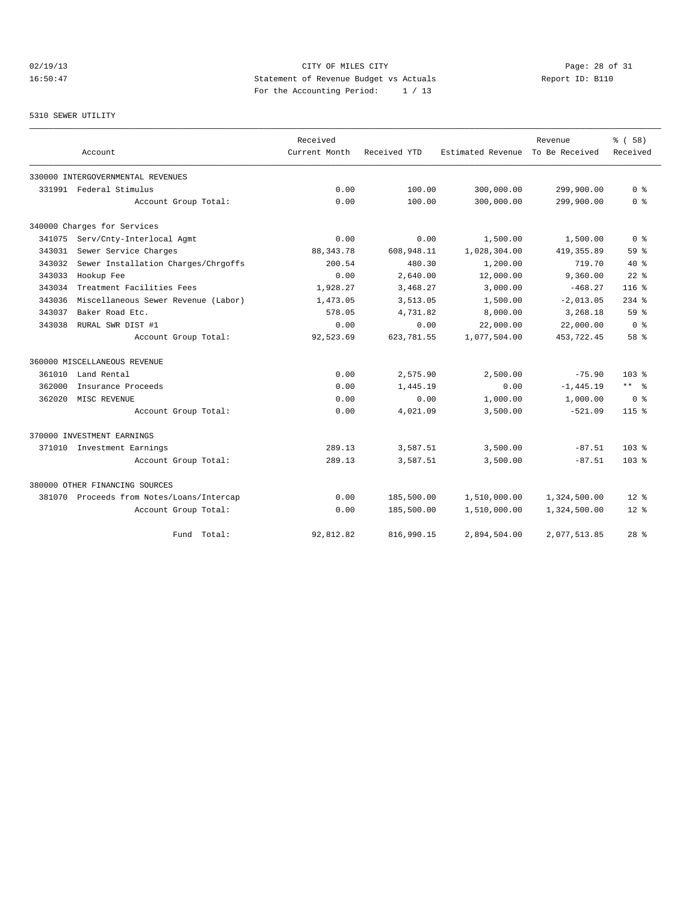CITY OF MILES CITY

Statement of Revenue Budget vs Actuals

For the Accounting Period: 1 / 13

02/19/13 16:50:47 Report ID: B110

5310 SEWER UTILITY

| Account | | Received Current Month | Received YTD | Estimated Revenue | Revenue To Be Received | % ( 58) Received |
|---|---|---|---|---|---|---|
| 330000 INTERGOVERNMENTAL REVENUES | | | | | | |
| 331991 | Federal Stimulus | 0.00 | 100.00 | 300,000.00 | 299,900.00 | 0 % |
| | Account Group Total: | 0.00 | 100.00 | 300,000.00 | 299,900.00 | 0 % |
| 340000 Charges for Services | | | | | | |
| 341075 | Serv/Cnty-Interlocal Agmt | 0.00 | 0.00 | 1,500.00 | 1,500.00 | 0 % |
| 343031 | Sewer Service Charges | 88,343.78 | 608,948.11 | 1,028,304.00 | 419,355.89 | 59 % |
| 343032 | Sewer Installation Charges/Chrgoffs | 200.54 | 480.30 | 1,200.00 | 719.70 | 40 % |
| 343033 | Hookup Fee | 0.00 | 2,640.00 | 12,000.00 | 9,360.00 | 22 % |
| 343034 | Treatment Facilities Fees | 1,928.27 | 3,468.27 | 3,000.00 | -468.27 | 116 % |
| 343036 | Miscellaneous Sewer Revenue (Labor) | 1,473.05 | 3,513.05 | 1,500.00 | -2,013.05 | 234 % |
| 343037 | Baker Road Etc. | 578.05 | 4,731.82 | 8,000.00 | 3,268.18 | 59 % |
| 343038 | RURAL SWR DIST #1 | 0.00 | 0.00 | 22,000.00 | 22,000.00 | 0 % |
| | Account Group Total: | 92,523.69 | 623,781.55 | 1,077,504.00 | 453,722.45 | 58 % |
| 360000 MISCELLANEOUS REVENUE | | | | | | |
| 361010 | Land Rental | 0.00 | 2,575.90 | 2,500.00 | -75.90 | 103 % |
| 362000 | Insurance Proceeds | 0.00 | 1,445.19 | 0.00 | -1,445.19 | ** % |
| 362020 | MISC REVENUE | 0.00 | 0.00 | 1,000.00 | 1,000.00 | 0 % |
| | Account Group Total: | 0.00 | 4,021.09 | 3,500.00 | -521.09 | 115 % |
| 370000 INVESTMENT EARNINGS | | | | | | |
| 371010 | Investment Earnings | 289.13 | 3,587.51 | 3,500.00 | -87.51 | 103 % |
| | Account Group Total: | 289.13 | 3,587.51 | 3,500.00 | -87.51 | 103 % |
| 380000 OTHER FINANCING SOURCES | | | | | | |
| 381070 | Proceeds from Notes/Loans/Intercap | 0.00 | 185,500.00 | 1,510,000.00 | 1,324,500.00 | 12 % |
| | Account Group Total: | 0.00 | 185,500.00 | 1,510,000.00 | 1,324,500.00 | 12 % |
| | Fund Total: | 92,812.82 | 816,990.15 | 2,894,504.00 | 2,077,513.85 | 28 % |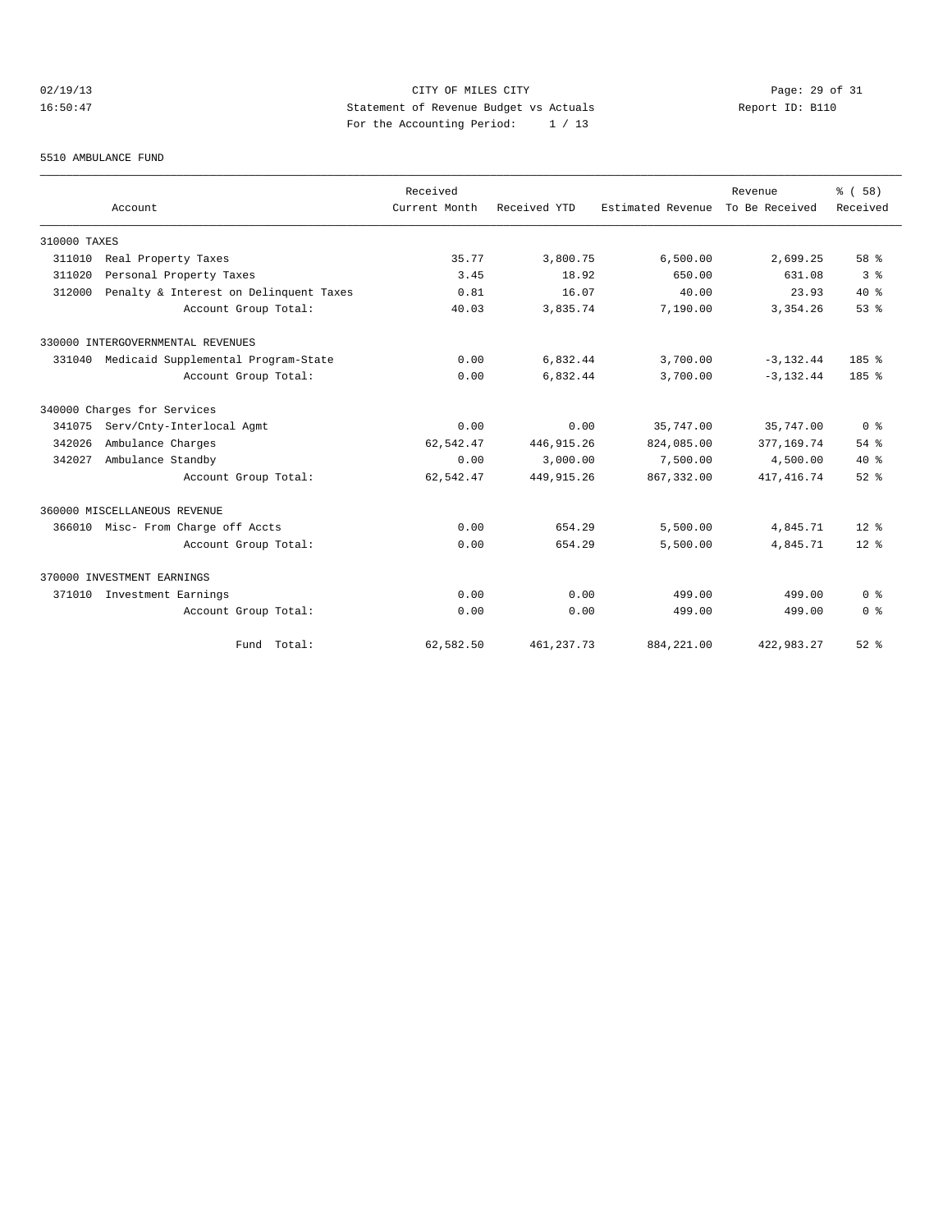CITY OF MILES CITY

Statement of Revenue Budget vs Actuals

For the Accounting Period: 1 / 13

02/19/13 16:50:47 — Report ID: B110

5510 AMBULANCE FUND

| Account | Received Current Month | Received YTD | Estimated Revenue | Revenue To Be Received | % ( 58) Received |
|---|---|---|---|---|---|
| 310000 TAXES | | | | | |
| 311010 Real Property Taxes | 35.77 | 3,800.75 | 6,500.00 | 2,699.25 | 58 % |
| 311020 Personal Property Taxes | 3.45 | 18.92 | 650.00 | 631.08 | 3 % |
| 312000 Penalty & Interest on Delinquent Taxes | 0.81 | 16.07 | 40.00 | 23.93 | 40 % |
| Account Group Total: | 40.03 | 3,835.74 | 7,190.00 | 3,354.26 | 53 % |
| 330000 INTERGOVERNMENTAL REVENUES | | | | | |
| 331040 Medicaid Supplemental Program-State | 0.00 | 6,832.44 | 3,700.00 | -3,132.44 | 185 % |
| Account Group Total: | 0.00 | 6,832.44 | 3,700.00 | -3,132.44 | 185 % |
| 340000 Charges for Services | | | | | |
| 341075 Serv/Cnty-Interlocal Agmt | 0.00 | 0.00 | 35,747.00 | 35,747.00 | 0 % |
| 342026 Ambulance Charges | 62,542.47 | 446,915.26 | 824,085.00 | 377,169.74 | 54 % |
| 342027 Ambulance Standby | 0.00 | 3,000.00 | 7,500.00 | 4,500.00 | 40 % |
| Account Group Total: | 62,542.47 | 449,915.26 | 867,332.00 | 417,416.74 | 52 % |
| 360000 MISCELLANEOUS REVENUE | | | | | |
| 366010 Misc- From Charge off Accts | 0.00 | 654.29 | 5,500.00 | 4,845.71 | 12 % |
| Account Group Total: | 0.00 | 654.29 | 5,500.00 | 4,845.71 | 12 % |
| 370000 INVESTMENT EARNINGS | | | | | |
| 371010 Investment Earnings | 0.00 | 0.00 | 499.00 | 499.00 | 0 % |
| Account Group Total: | 0.00 | 0.00 | 499.00 | 499.00 | 0 % |
| Fund Total: | 62,582.50 | 461,237.73 | 884,221.00 | 422,983.27 | 52 % |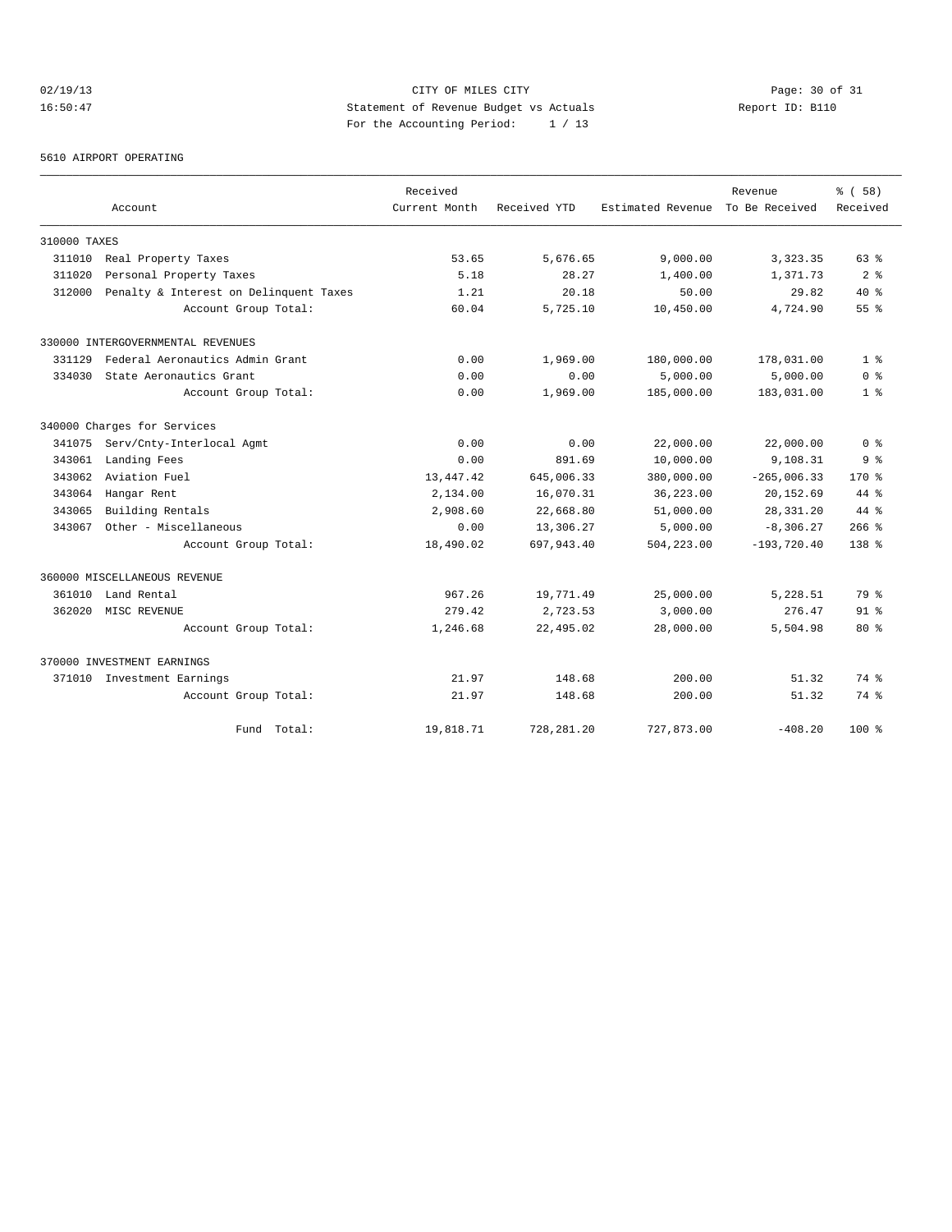CITY OF MILES CITY
Statement of Revenue Budget vs Actuals
For the Accounting Period: 1 / 13

02/19/13
16:50:47

Report ID: B110

5610 AIRPORT OPERATING

| Account | Received Current Month | Received YTD | Estimated Revenue | Revenue To Be Received | % ( 58) Received |
|---|---|---|---|---|---|
| 310000 TAXES | | | | | |
| 311010 Real Property Taxes | 53.65 | 5,676.65 | 9,000.00 | 3,323.35 | 63 % |
| 311020 Personal Property Taxes | 5.18 | 28.27 | 1,400.00 | 1,371.73 | 2 % |
| 312000 Penalty & Interest on Delinquent Taxes | 1.21 | 20.18 | 50.00 | 29.82 | 40 % |
| Account Group Total: | 60.04 | 5,725.10 | 10,450.00 | 4,724.90 | 55 % |
| 330000 INTERGOVERNMENTAL REVENUES | | | | | |
| 331129 Federal Aeronautics Admin Grant | 0.00 | 1,969.00 | 180,000.00 | 178,031.00 | 1 % |
| 334030 State Aeronautics Grant | 0.00 | 0.00 | 5,000.00 | 5,000.00 | 0 % |
| Account Group Total: | 0.00 | 1,969.00 | 185,000.00 | 183,031.00 | 1 % |
| 340000 Charges for Services | | | | | |
| 341075 Serv/Cnty-Interlocal Agmt | 0.00 | 0.00 | 22,000.00 | 22,000.00 | 0 % |
| 343061 Landing Fees | 0.00 | 891.69 | 10,000.00 | 9,108.31 | 9 % |
| 343062 Aviation Fuel | 13,447.42 | 645,006.33 | 380,000.00 | -265,006.33 | 170 % |
| 343064 Hangar Rent | 2,134.00 | 16,070.31 | 36,223.00 | 20,152.69 | 44 % |
| 343065 Building Rentals | 2,908.60 | 22,668.80 | 51,000.00 | 28,331.20 | 44 % |
| 343067 Other - Miscellaneous | 0.00 | 13,306.27 | 5,000.00 | -8,306.27 | 266 % |
| Account Group Total: | 18,490.02 | 697,943.40 | 504,223.00 | -193,720.40 | 138 % |
| 360000 MISCELLANEOUS REVENUE | | | | | |
| 361010 Land Rental | 967.26 | 19,771.49 | 25,000.00 | 5,228.51 | 79 % |
| 362020 MISC REVENUE | 279.42 | 2,723.53 | 3,000.00 | 276.47 | 91 % |
| Account Group Total: | 1,246.68 | 22,495.02 | 28,000.00 | 5,504.98 | 80 % |
| 370000 INVESTMENT EARNINGS | | | | | |
| 371010 Investment Earnings | 21.97 | 148.68 | 200.00 | 51.32 | 74 % |
| Account Group Total: | 21.97 | 148.68 | 200.00 | 51.32 | 74 % |
| Fund Total: | 19,818.71 | 728,281.20 | 727,873.00 | -408.20 | 100 % |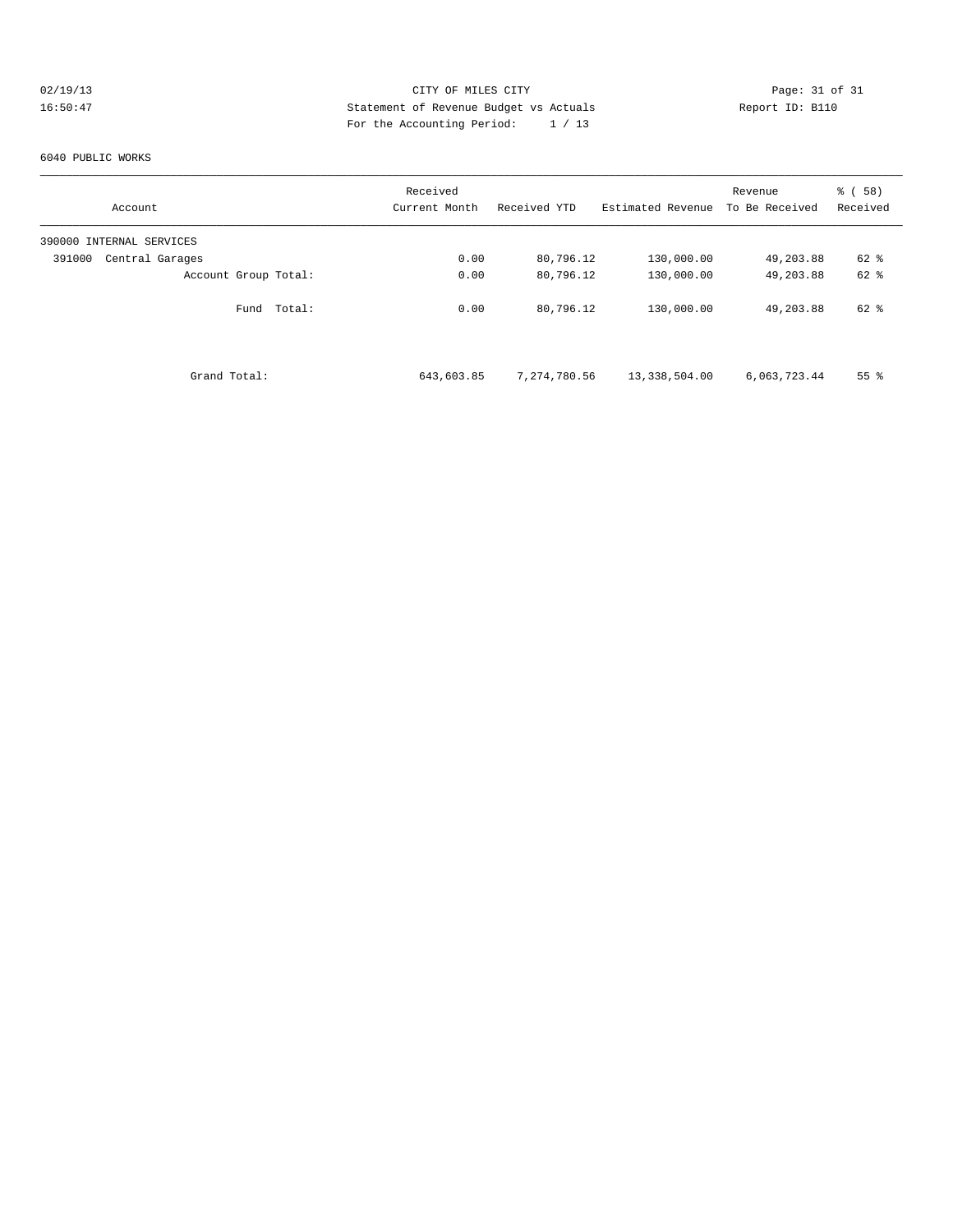CITY OF MILES CITY
Statement of Revenue Budget vs Actuals
For the Accounting Period: 1 / 13

02/19/13
16:50:47

Report ID: B110

6040 PUBLIC WORKS

| Account | Received Current Month | Received YTD | Estimated Revenue | Revenue To Be Received | % ( 58) Received |
|---|---|---|---|---|---|
| 390000 INTERNAL SERVICES | | | | | |
| 391000 Central Garages | 0.00 | 80,796.12 | 130,000.00 | 49,203.88 | 62 % |
| Account Group Total: | 0.00 | 80,796.12 | 130,000.00 | 49,203.88 | 62 % |
| Fund Total: | 0.00 | 80,796.12 | 130,000.00 | 49,203.88 | 62 % |
| Grand Total: | 643,603.85 | 7,274,780.56 | 13,338,504.00 | 6,063,723.44 | 55 % |